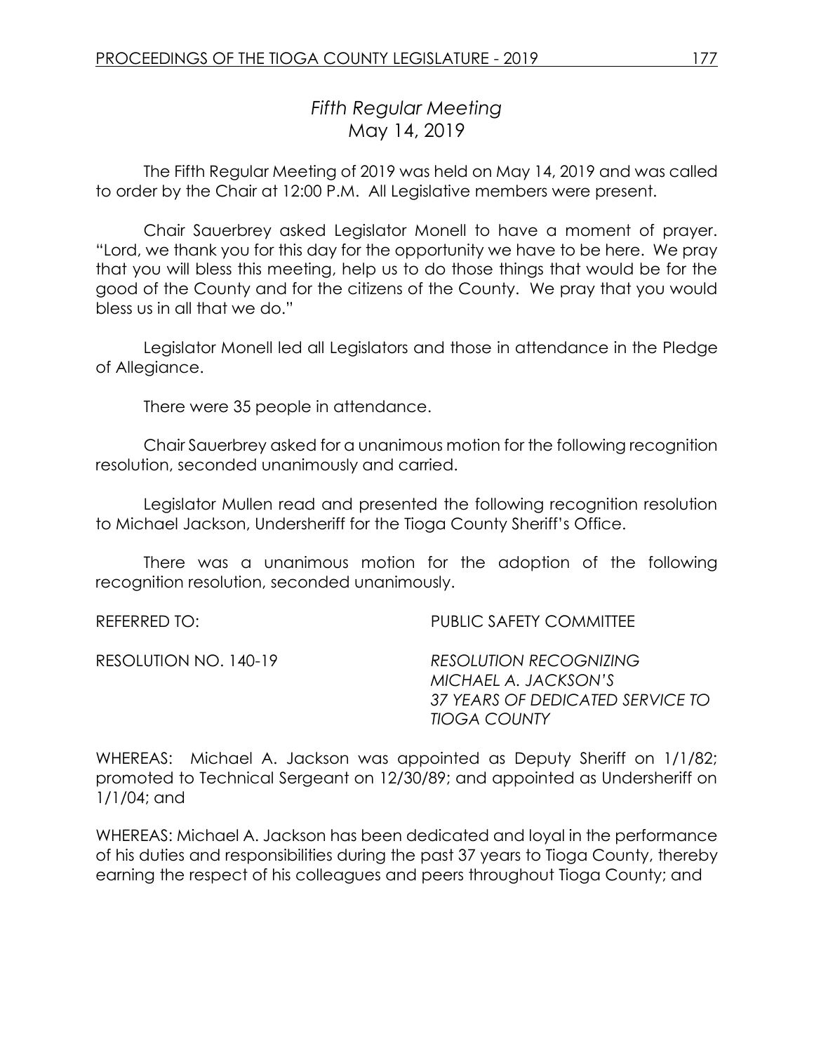# *Fifth Regular Meeting*
## May 14, 2019

The Fifth Regular Meeting of 2019 was held on May 14, 2019 and was called to order by the Chair at 12:00 P.M. All Legislative members were present.

Chair Sauerbrey asked Legislator Monell to have a moment of prayer. "Lord, we thank you for this day for the opportunity we have to be here. We pray that you will bless this meeting, help us to do those things that would be for the good of the County and for the citizens of the County. We pray that you would bless us in all that we do."

Legislator Monell led all Legislators and those in attendance in the Pledge of Allegiance.

There were 35 people in attendance.

Chair Sauerbrey asked for a unanimous motion for the following recognition resolution, seconded unanimously and carried.

Legislator Mullen read and presented the following recognition resolution to Michael Jackson, Undersheriff for the Tioga County Sheriff's Office.

There was a unanimous motion for the adoption of the following recognition resolution, seconded unanimously.

REFERRED TO: PUBLIC SAFETY COMMITTEE

RESOLUTION NO. 140-19 *RESOLUTION RECOGNIZING MICHAEL A. JACKSON'S 37 YEARS OF DEDICATED SERVICE TO TIOGA COUNTY*

WHEREAS: Michael A. Jackson was appointed as Deputy Sheriff on 1/1/82; promoted to Technical Sergeant on 12/30/89; and appointed as Undersheriff on 1/1/04; and

WHEREAS: Michael A. Jackson has been dedicated and loyal in the performance of his duties and responsibilities during the past 37 years to Tioga County, thereby earning the respect of his colleagues and peers throughout Tioga County; and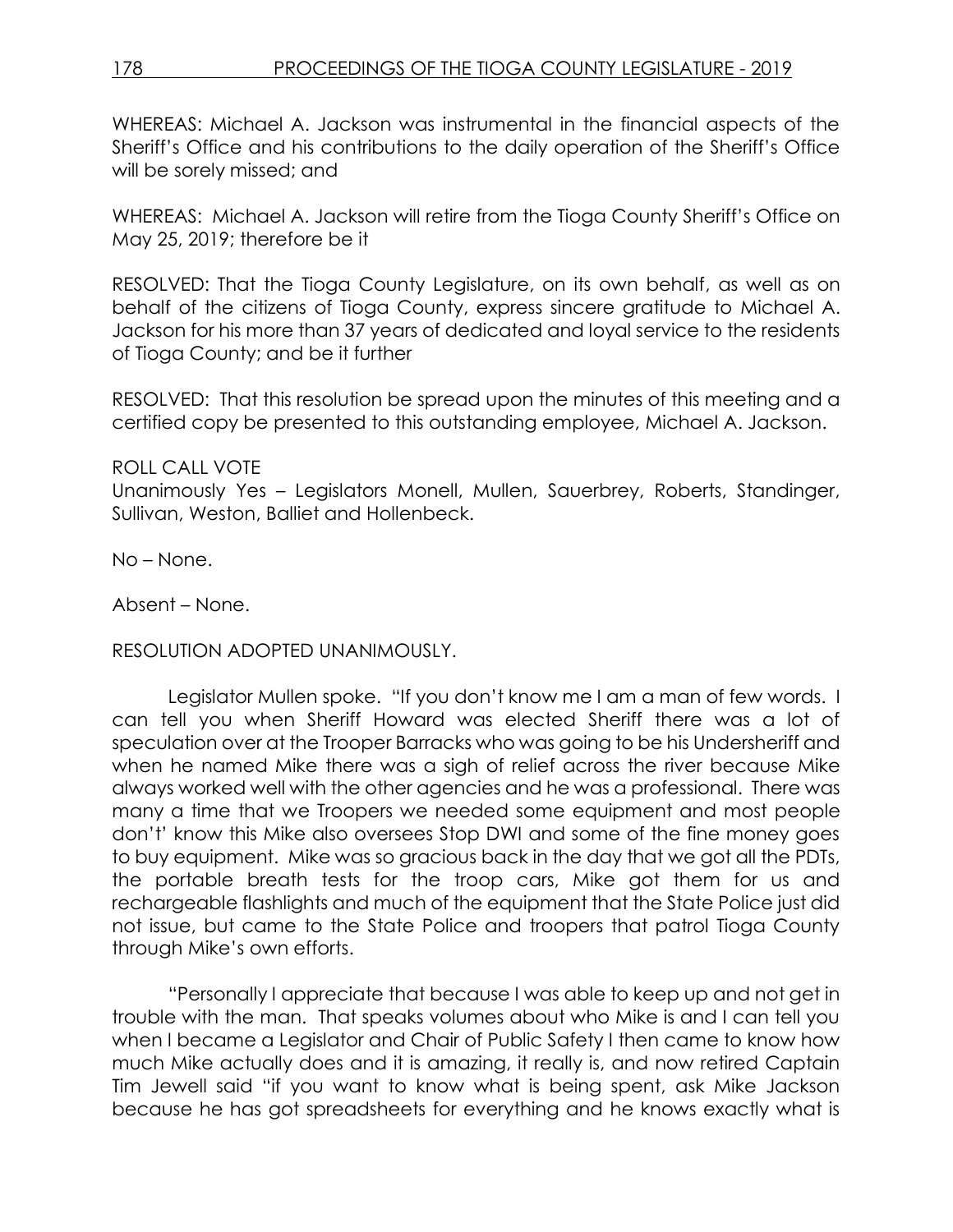WHEREAS: Michael A. Jackson was instrumental in the financial aspects of the Sheriff's Office and his contributions to the daily operation of the Sheriff's Office will be sorely missed; and

WHEREAS: Michael A. Jackson will retire from the Tioga County Sheriff's Office on May 25, 2019; therefore be it

RESOLVED: That the Tioga County Legislature, on its own behalf, as well as on behalf of the citizens of Tioga County, express sincere gratitude to Michael A. Jackson for his more than 37 years of dedicated and loyal service to the residents of Tioga County; and be it further

RESOLVED: That this resolution be spread upon the minutes of this meeting and a certified copy be presented to this outstanding employee, Michael A. Jackson.

ROLL CALL VOTE
Unanimously Yes – Legislators Monell, Mullen, Sauerbrey, Roberts, Standinger, Sullivan, Weston, Balliet and Hollenbeck.

No – None.

Absent – None.

RESOLUTION ADOPTED UNANIMOUSLY.

Legislator Mullen spoke. "If you don't know me I am a man of few words. I can tell you when Sheriff Howard was elected Sheriff there was a lot of speculation over at the Trooper Barracks who was going to be his Undersheriff and when he named Mike there was a sigh of relief across the river because Mike always worked well with the other agencies and he was a professional. There was many a time that we Troopers we needed some equipment and most people don't' know this Mike also oversees Stop DWI and some of the fine money goes to buy equipment. Mike was so gracious back in the day that we got all the PDTs, the portable breath tests for the troop cars, Mike got them for us and rechargeable flashlights and much of the equipment that the State Police just did not issue, but came to the State Police and troopers that patrol Tioga County through Mike's own efforts.

"Personally I appreciate that because I was able to keep up and not get in trouble with the man. That speaks volumes about who Mike is and I can tell you when I became a Legislator and Chair of Public Safety I then came to know how much Mike actually does and it is amazing, it really is, and now retired Captain Tim Jewell said "if you want to know what is being spent, ask Mike Jackson because he has got spreadsheets for everything and he knows exactly what is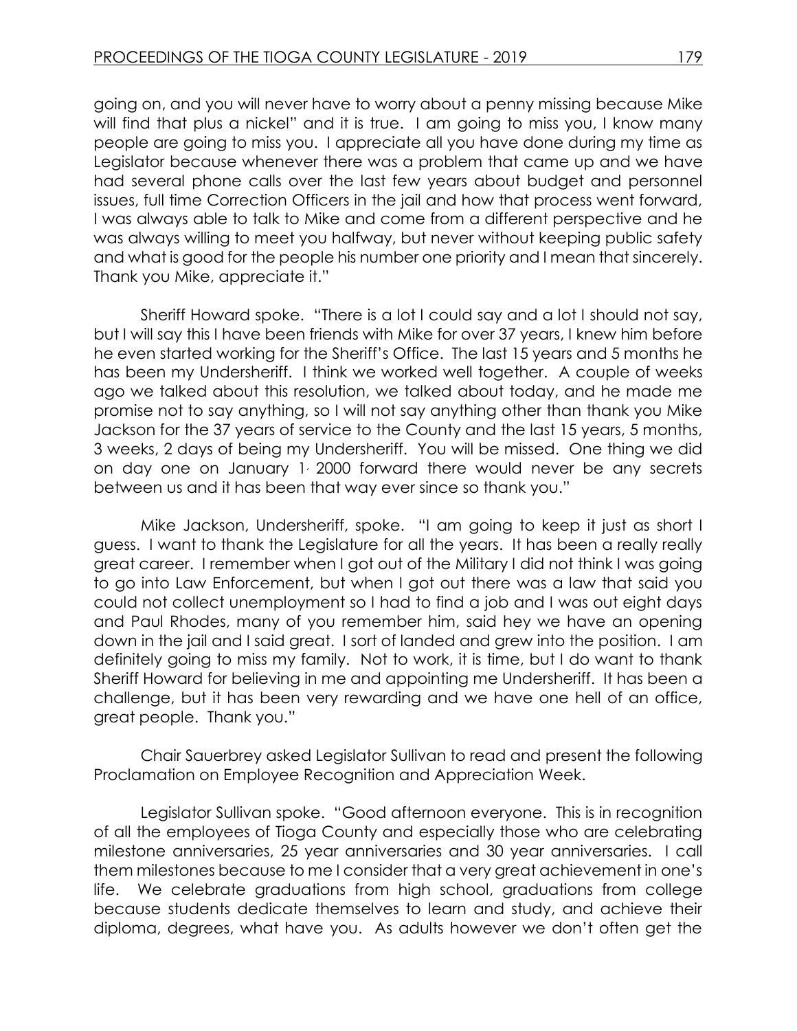going on, and you will never have to worry about a penny missing because Mike will find that plus a nickel" and it is true. I am going to miss you, I know many people are going to miss you. I appreciate all you have done during my time as Legislator because whenever there was a problem that came up and we have had several phone calls over the last few years about budget and personnel issues, full time Correction Officers in the jail and how that process went forward, I was always able to talk to Mike and come from a different perspective and he was always willing to meet you halfway, but never without keeping public safety and what is good for the people his number one priority and I mean that sincerely. Thank you Mike, appreciate it."

Sheriff Howard spoke. "There is a lot I could say and a lot I should not say, but I will say this I have been friends with Mike for over 37 years, I knew him before he even started working for the Sheriff's Office. The last 15 years and 5 months he has been my Undersheriff. I think we worked well together. A couple of weeks ago we talked about this resolution, we talked about today, and he made me promise not to say anything, so I will not say anything other than thank you Mike Jackson for the 37 years of service to the County and the last 15 years, 5 months, 3 weeks, 2 days of being my Undersheriff. You will be missed. One thing we did on day one on January 1, 2000 forward there would never be any secrets between us and it has been that way ever since so thank you."

Mike Jackson, Undersheriff, spoke. "I am going to keep it just as short I guess. I want to thank the Legislature for all the years. It has been a really really great career. I remember when I got out of the Military I did not think I was going to go into Law Enforcement, but when I got out there was a law that said you could not collect unemployment so I had to find a job and I was out eight days and Paul Rhodes, many of you remember him, said hey we have an opening down in the jail and I said great. I sort of landed and grew into the position. I am definitely going to miss my family. Not to work, it is time, but I do want to thank Sheriff Howard for believing in me and appointing me Undersheriff. It has been a challenge, but it has been very rewarding and we have one hell of an office, great people. Thank you."

Chair Sauerbrey asked Legislator Sullivan to read and present the following Proclamation on Employee Recognition and Appreciation Week.

Legislator Sullivan spoke. "Good afternoon everyone. This is in recognition of all the employees of Tioga County and especially those who are celebrating milestone anniversaries, 25 year anniversaries and 30 year anniversaries. I call them milestones because to me I consider that a very great achievement in one's life. We celebrate graduations from high school, graduations from college because students dedicate themselves to learn and study, and achieve their diploma, degrees, what have you. As adults however we don't often get the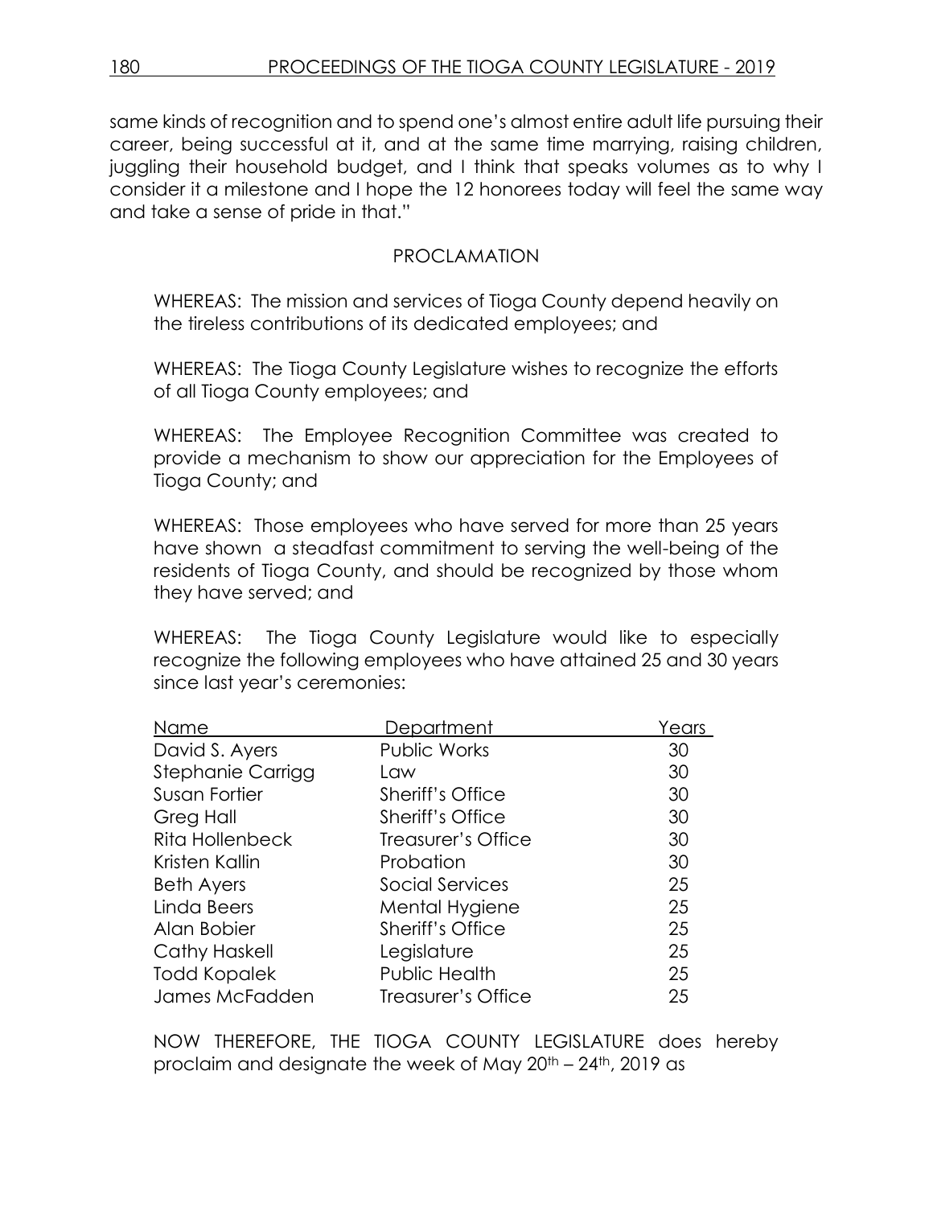same kinds of recognition and to spend one's almost entire adult life pursuing their career, being successful at it, and at the same time marrying, raising children, juggling their household budget, and I think that speaks volumes as to why I consider it a milestone and I hope the 12 honorees today will feel the same way and take a sense of pride in that."

PROCLAMATION

WHEREAS: The mission and services of Tioga County depend heavily on the tireless contributions of its dedicated employees; and

WHEREAS: The Tioga County Legislature wishes to recognize the efforts of all Tioga County employees; and

WHEREAS: The Employee Recognition Committee was created to provide a mechanism to show our appreciation for the Employees of Tioga County; and

WHEREAS: Those employees who have served for more than 25 years have shown a steadfast commitment to serving the well-being of the residents of Tioga County, and should be recognized by those whom they have served; and

WHEREAS: The Tioga County Legislature would like to especially recognize the following employees who have attained 25 and 30 years since last year's ceremonies:

| Name | Department | Years |
|---|---|---|
| David S. Ayers | Public Works | 30 |
| Stephanie Carrigg | Law | 30 |
| Susan Fortier | Sheriff's Office | 30 |
| Greg Hall | Sheriff's Office | 30 |
| Rita Hollenbeck | Treasurer's Office | 30 |
| Kristen Kallin | Probation | 30 |
| Beth Ayers | Social Services | 25 |
| Linda Beers | Mental Hygiene | 25 |
| Alan Bobier | Sheriff's Office | 25 |
| Cathy Haskell | Legislature | 25 |
| Todd Kopalek | Public Health | 25 |
| James McFadden | Treasurer's Office | 25 |

NOW THEREFORE, THE TIOGA COUNTY LEGISLATURE does hereby proclaim and designate the week of May 20th – 24th, 2019 as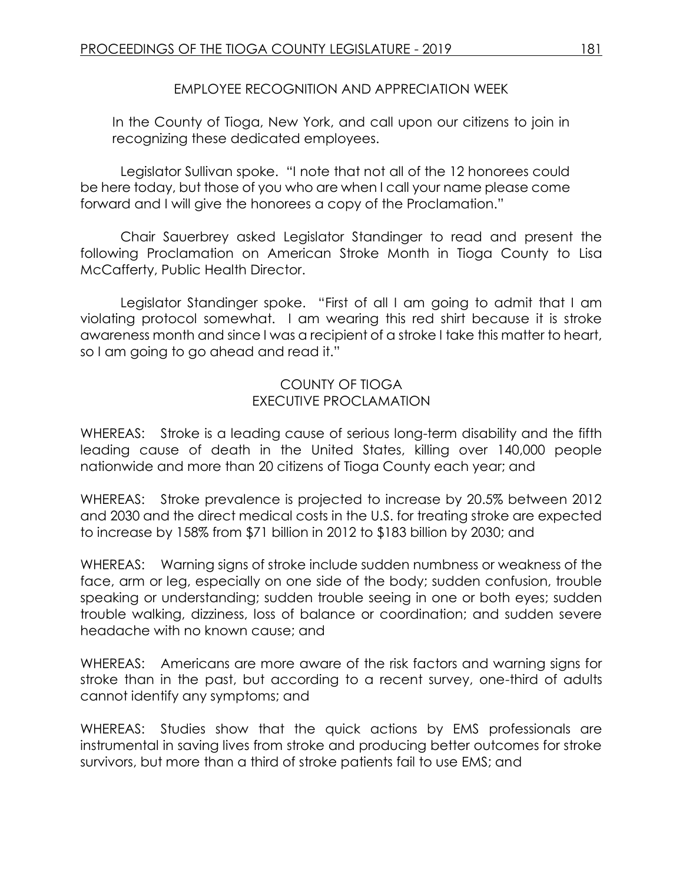EMPLOYEE RECOGNITION AND APPRECIATION WEEK

In the County of Tioga, New York, and call upon our citizens to join in recognizing these dedicated employees.

Legislator Sullivan spoke. "I note that not all of the 12 honorees could be here today, but those of you who are when I call your name please come forward and I will give the honorees a copy of the Proclamation."

Chair Sauerbrey asked Legislator Standinger to read and present the following Proclamation on American Stroke Month in Tioga County to Lisa McCafferty, Public Health Director.

Legislator Standinger spoke. "First of all I am going to admit that I am violating protocol somewhat. I am wearing this red shirt because it is stroke awareness month and since I was a recipient of a stroke I take this matter to heart, so I am going to go ahead and read it."

COUNTY OF TIOGA
EXECUTIVE PROCLAMATION

WHEREAS: Stroke is a leading cause of serious long-term disability and the fifth leading cause of death in the United States, killing over 140,000 people nationwide and more than 20 citizens of Tioga County each year; and

WHEREAS: Stroke prevalence is projected to increase by 20.5% between 2012 and 2030 and the direct medical costs in the U.S. for treating stroke are expected to increase by 158% from $71 billion in 2012 to $183 billion by 2030; and

WHEREAS: Warning signs of stroke include sudden numbness or weakness of the face, arm or leg, especially on one side of the body; sudden confusion, trouble speaking or understanding; sudden trouble seeing in one or both eyes; sudden trouble walking, dizziness, loss of balance or coordination; and sudden severe headache with no known cause; and

WHEREAS: Americans are more aware of the risk factors and warning signs for stroke than in the past, but according to a recent survey, one-third of adults cannot identify any symptoms; and

WHEREAS: Studies show that the quick actions by EMS professionals are instrumental in saving lives from stroke and producing better outcomes for stroke survivors, but more than a third of stroke patients fail to use EMS; and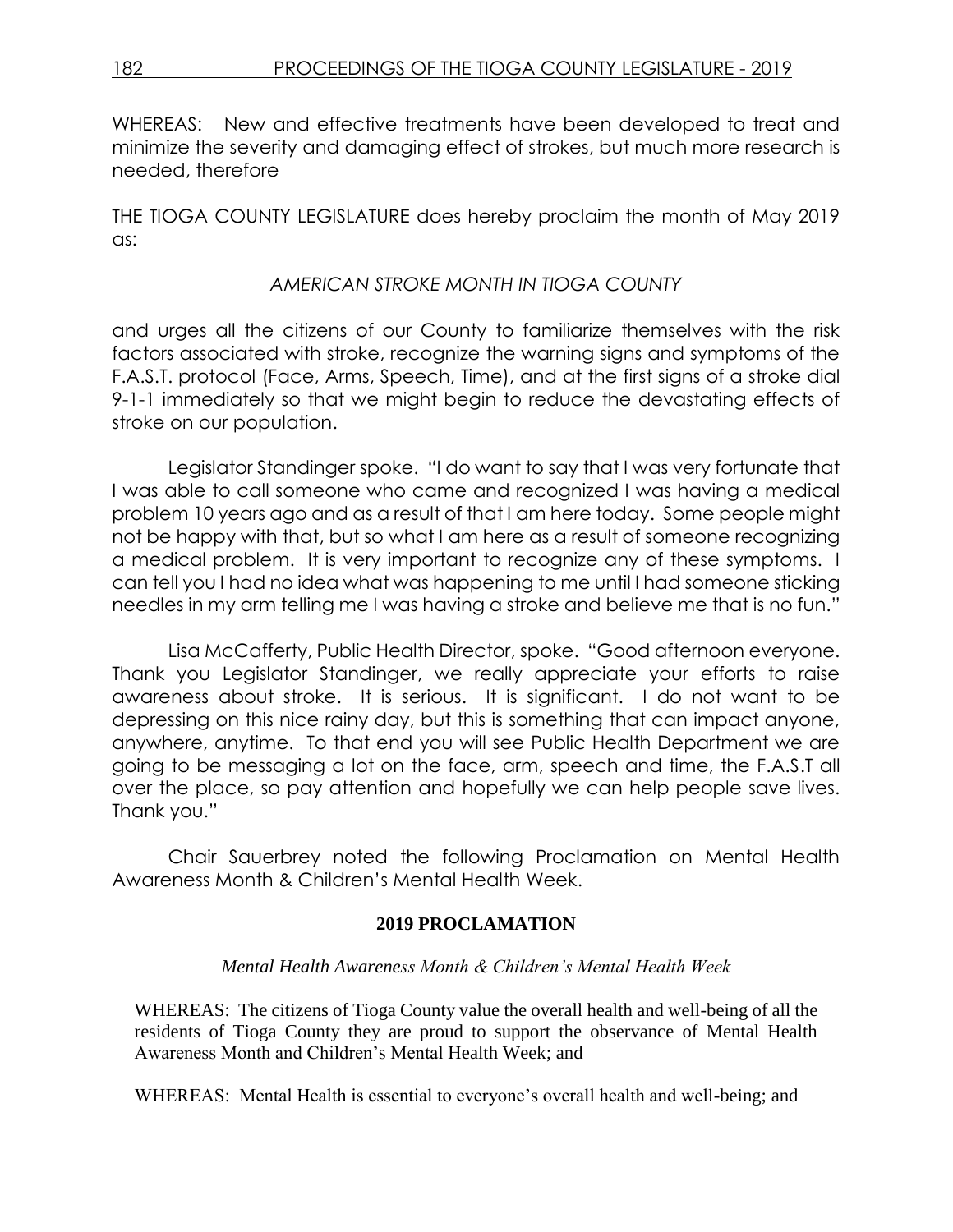WHEREAS: New and effective treatments have been developed to treat and minimize the severity and damaging effect of strokes, but much more research is needed, therefore

THE TIOGA COUNTY LEGISLATURE does hereby proclaim the month of May 2019 as:

*AMERICAN STROKE MONTH IN TIOGA COUNTY*

and urges all the citizens of our County to familiarize themselves with the risk factors associated with stroke, recognize the warning signs and symptoms of the F.A.S.T. protocol (Face, Arms, Speech, Time), and at the first signs of a stroke dial 9-1-1 immediately so that we might begin to reduce the devastating effects of stroke on our population.

Legislator Standinger spoke. "I do want to say that I was very fortunate that I was able to call someone who came and recognized I was having a medical problem 10 years ago and as a result of that I am here today. Some people might not be happy with that, but so what I am here as a result of someone recognizing a medical problem. It is very important to recognize any of these symptoms. I can tell you I had no idea what was happening to me until I had someone sticking needles in my arm telling me I was having a stroke and believe me that is no fun."

Lisa McCafferty, Public Health Director, spoke. "Good afternoon everyone. Thank you Legislator Standinger, we really appreciate your efforts to raise awareness about stroke. It is serious. It is significant. I do not want to be depressing on this nice rainy day, but this is something that can impact anyone, anywhere, anytime. To that end you will see Public Health Department we are going to be messaging a lot on the face, arm, speech and time, the F.A.S.T all over the place, so pay attention and hopefully we can help people save lives. Thank you."

Chair Sauerbrey noted the following Proclamation on Mental Health Awareness Month & Children's Mental Health Week.

**2019 PROCLAMATION**

*Mental Health Awareness Month & Children's Mental Health Week*

WHEREAS: The citizens of Tioga County value the overall health and well-being of all the residents of Tioga County they are proud to support the observance of Mental Health Awareness Month and Children's Mental Health Week; and

WHEREAS: Mental Health is essential to everyone's overall health and well-being; and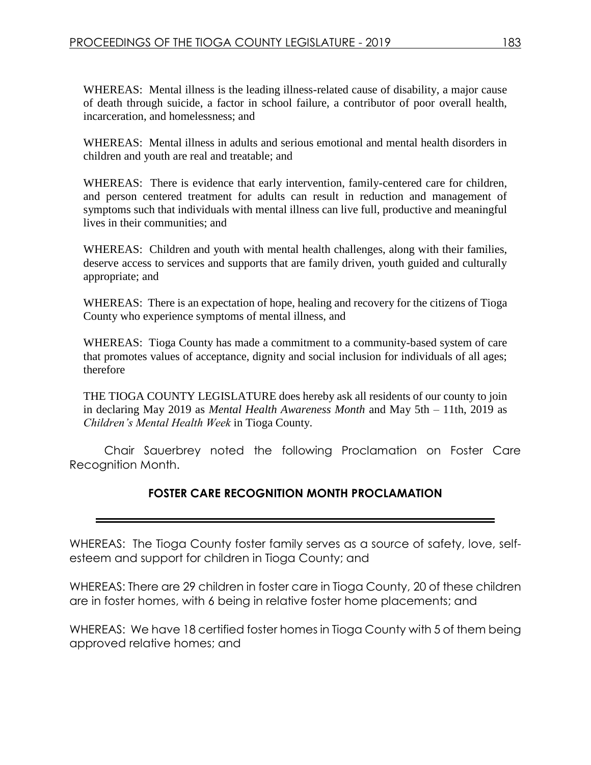WHEREAS: Mental illness is the leading illness-related cause of disability, a major cause of death through suicide, a factor in school failure, a contributor of poor overall health, incarceration, and homelessness; and

WHEREAS: Mental illness in adults and serious emotional and mental health disorders in children and youth are real and treatable; and

WHEREAS: There is evidence that early intervention, family-centered care for children, and person centered treatment for adults can result in reduction and management of symptoms such that individuals with mental illness can live full, productive and meaningful lives in their communities; and

WHEREAS: Children and youth with mental health challenges, along with their families, deserve access to services and supports that are family driven, youth guided and culturally appropriate; and

WHEREAS: There is an expectation of hope, healing and recovery for the citizens of Tioga County who experience symptoms of mental illness, and

WHEREAS: Tioga County has made a commitment to a community-based system of care that promotes values of acceptance, dignity and social inclusion for individuals of all ages; therefore

THE TIOGA COUNTY LEGISLATURE does hereby ask all residents of our county to join in declaring May 2019 as *Mental Health Awareness Month* and May 5th – 11th, 2019 as *Children's Mental Health Week* in Tioga County.

Chair Sauerbrey noted the following Proclamation on Foster Care Recognition Month.

**FOSTER CARE RECOGNITION MONTH PROCLAMATION**

---

WHEREAS: The Tioga County foster family serves as a source of safety, love, self-esteem and support for children in Tioga County; and

WHEREAS: There are 29 children in foster care in Tioga County, 20 of these children are in foster homes, with 6 being in relative foster home placements; and

WHEREAS: We have 18 certified foster homes in Tioga County with 5 of them being approved relative homes; and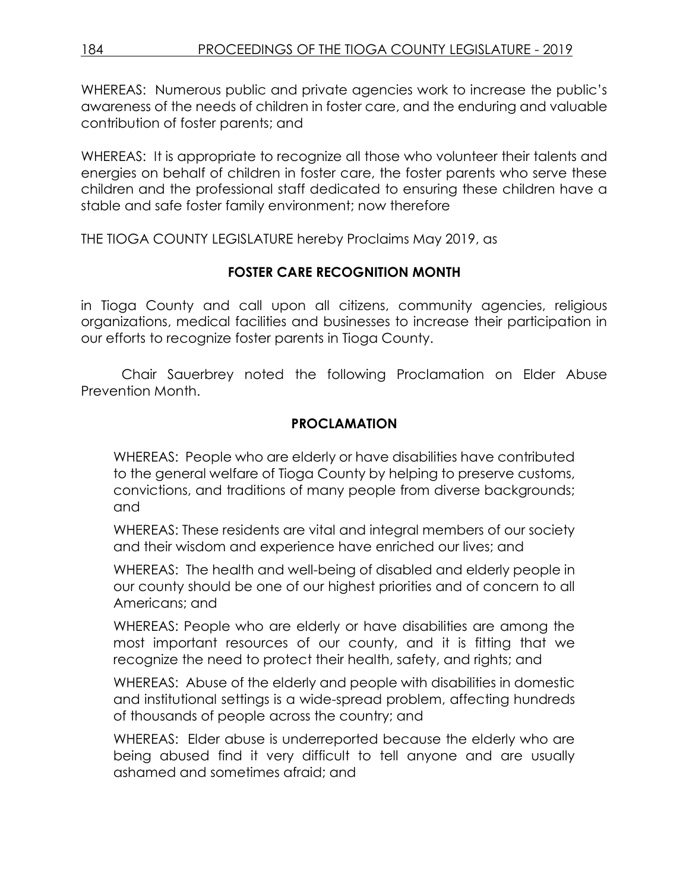WHEREAS: Numerous public and private agencies work to increase the public's awareness of the needs of children in foster care, and the enduring and valuable contribution of foster parents; and

WHEREAS: It is appropriate to recognize all those who volunteer their talents and energies on behalf of children in foster care, the foster parents who serve these children and the professional staff dedicated to ensuring these children have a stable and safe foster family environment; now therefore

THE TIOGA COUNTY LEGISLATURE hereby Proclaims May 2019, as

**FOSTER CARE RECOGNITION MONTH**

in Tioga County and call upon all citizens, community agencies, religious organizations, medical facilities and businesses to increase their participation in our efforts to recognize foster parents in Tioga County.

Chair Sauerbrey noted the following Proclamation on Elder Abuse Prevention Month.

**PROCLAMATION**

WHEREAS: People who are elderly or have disabilities have contributed to the general welfare of Tioga County by helping to preserve customs, convictions, and traditions of many people from diverse backgrounds; and

WHEREAS: These residents are vital and integral members of our society and their wisdom and experience have enriched our lives; and

WHEREAS: The health and well-being of disabled and elderly people in our county should be one of our highest priorities and of concern to all Americans; and

WHEREAS: People who are elderly or have disabilities are among the most important resources of our county, and it is fitting that we recognize the need to protect their health, safety, and rights; and

WHEREAS: Abuse of the elderly and people with disabilities in domestic and institutional settings is a wide-spread problem, affecting hundreds of thousands of people across the country; and

WHEREAS: Elder abuse is underreported because the elderly who are being abused find it very difficult to tell anyone and are usually ashamed and sometimes afraid; and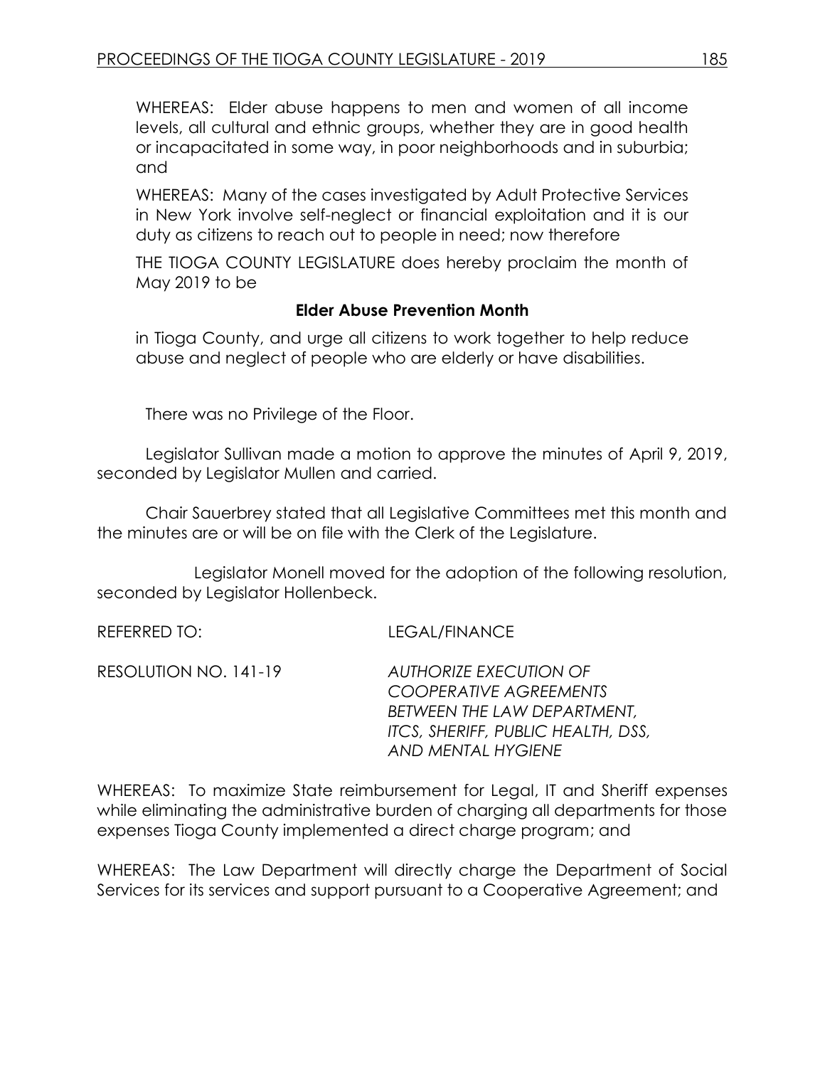WHEREAS: Elder abuse happens to men and women of all income levels, all cultural and ethnic groups, whether they are in good health or incapacitated in some way, in poor neighborhoods and in suburbia; and

WHEREAS: Many of the cases investigated by Adult Protective Services in New York involve self-neglect or financial exploitation and it is our duty as citizens to reach out to people in need; now therefore

THE TIOGA COUNTY LEGISLATURE does hereby proclaim the month of May 2019 to be

**Elder Abuse Prevention Month**

in Tioga County, and urge all citizens to work together to help reduce abuse and neglect of people who are elderly or have disabilities.

There was no Privilege of the Floor.

Legislator Sullivan made a motion to approve the minutes of April 9, 2019, seconded by Legislator Mullen and carried.

Chair Sauerbrey stated that all Legislative Committees met this month and the minutes are or will be on file with the Clerk of the Legislature.

Legislator Monell moved for the adoption of the following resolution, seconded by Legislator Hollenbeck.

REFERRED TO: LEGAL/FINANCE

RESOLUTION NO. 141-19 *AUTHORIZE EXECUTION OF COOPERATIVE AGREEMENTS BETWEEN THE LAW DEPARTMENT, ITCS, SHERIFF, PUBLIC HEALTH, DSS, AND MENTAL HYGIENE*

WHEREAS: To maximize State reimbursement for Legal, IT and Sheriff expenses while eliminating the administrative burden of charging all departments for those expenses Tioga County implemented a direct charge program; and

WHEREAS: The Law Department will directly charge the Department of Social Services for its services and support pursuant to a Cooperative Agreement; and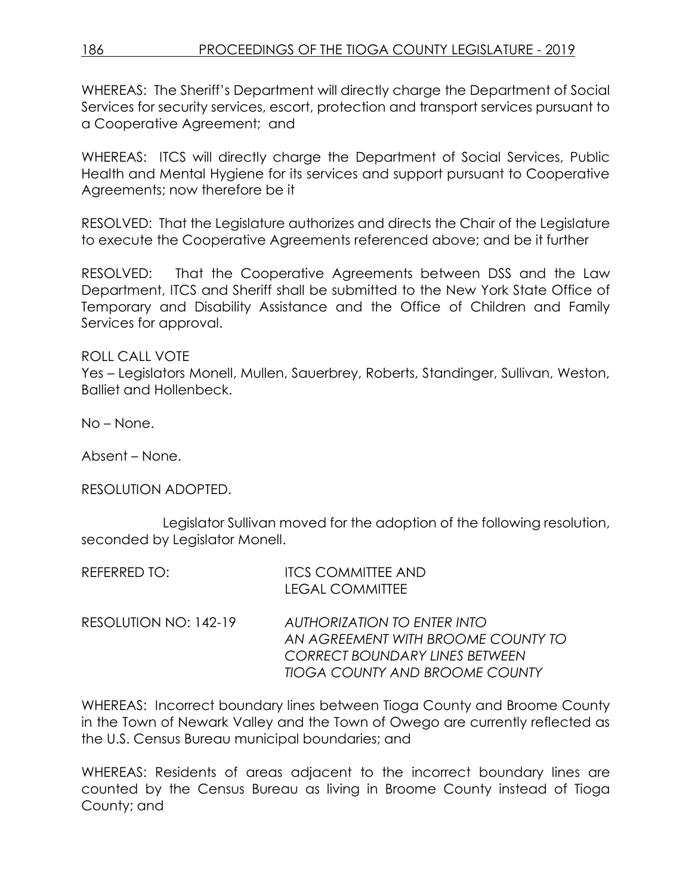WHEREAS: The Sheriff's Department will directly charge the Department of Social Services for security services, escort, protection and transport services pursuant to a Cooperative Agreement; and

WHEREAS: ITCS will directly charge the Department of Social Services, Public Health and Mental Hygiene for its services and support pursuant to Cooperative Agreements; now therefore be it

RESOLVED: That the Legislature authorizes and directs the Chair of the Legislature to execute the Cooperative Agreements referenced above; and be it further

RESOLVED: That the Cooperative Agreements between DSS and the Law Department, ITCS and Sheriff shall be submitted to the New York State Office of Temporary and Disability Assistance and the Office of Children and Family Services for approval.

ROLL CALL VOTE
Yes – Legislators Monell, Mullen, Sauerbrey, Roberts, Standinger, Sullivan, Weston, Balliet and Hollenbeck.

No – None.

Absent – None.

RESOLUTION ADOPTED.

Legislator Sullivan moved for the adoption of the following resolution, seconded by Legislator Monell.

REFERRED TO: ITCS COMMITTEE AND LEGAL COMMITTEE

RESOLUTION NO: 142-19 *AUTHORIZATION TO ENTER INTO AN AGREEMENT WITH BROOME COUNTY TO CORRECT BOUNDARY LINES BETWEEN TIOGA COUNTY AND BROOME COUNTY*

WHEREAS: Incorrect boundary lines between Tioga County and Broome County in the Town of Newark Valley and the Town of Owego are currently reflected as the U.S. Census Bureau municipal boundaries; and

WHEREAS: Residents of areas adjacent to the incorrect boundary lines are counted by the Census Bureau as living in Broome County instead of Tioga County; and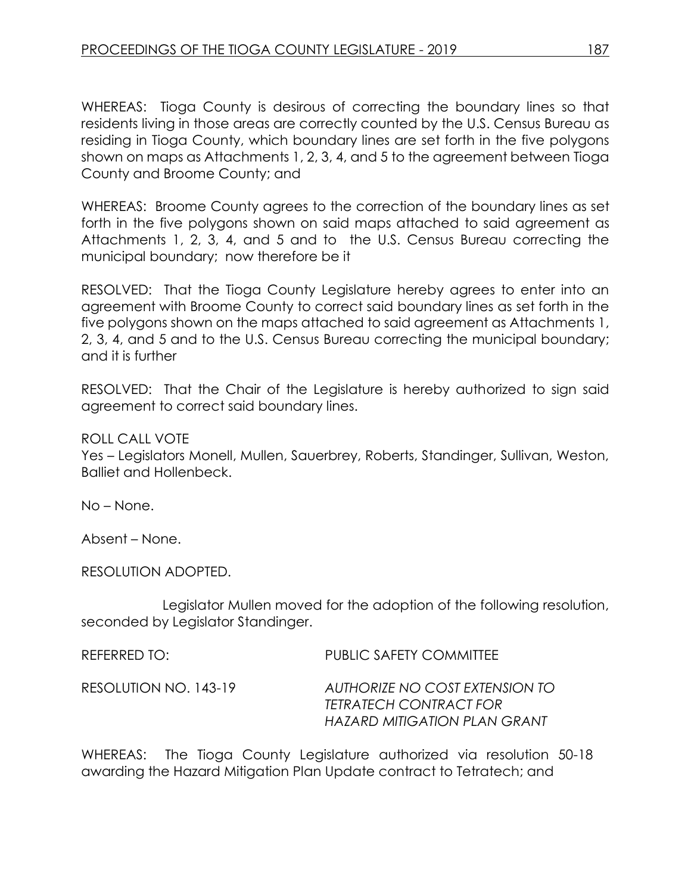WHEREAS: Tioga County is desirous of correcting the boundary lines so that residents living in those areas are correctly counted by the U.S. Census Bureau as residing in Tioga County, which boundary lines are set forth in the five polygons shown on maps as Attachments 1, 2, 3, 4, and 5 to the agreement between Tioga County and Broome County; and

WHEREAS: Broome County agrees to the correction of the boundary lines as set forth in the five polygons shown on said maps attached to said agreement as Attachments 1, 2, 3, 4, and 5 and to the U.S. Census Bureau correcting the municipal boundary; now therefore be it

RESOLVED: That the Tioga County Legislature hereby agrees to enter into an agreement with Broome County to correct said boundary lines as set forth in the five polygons shown on the maps attached to said agreement as Attachments 1, 2, 3, 4, and 5 and to the U.S. Census Bureau correcting the municipal boundary; and it is further

RESOLVED: That the Chair of the Legislature is hereby authorized to sign said agreement to correct said boundary lines.

ROLL CALL VOTE
Yes – Legislators Monell, Mullen, Sauerbrey, Roberts, Standinger, Sullivan, Weston, Balliet and Hollenbeck.

No – None.

Absent – None.

RESOLUTION ADOPTED.

Legislator Mullen moved for the adoption of the following resolution, seconded by Legislator Standinger.

REFERRED TO: PUBLIC SAFETY COMMITTEE

RESOLUTION NO. 143-19 *AUTHORIZE NO COST EXTENSION TO TETRATECH CONTRACT FOR HAZARD MITIGATION PLAN GRANT*

WHEREAS: The Tioga County Legislature authorized via resolution 50-18 awarding the Hazard Mitigation Plan Update contract to Tetratech; and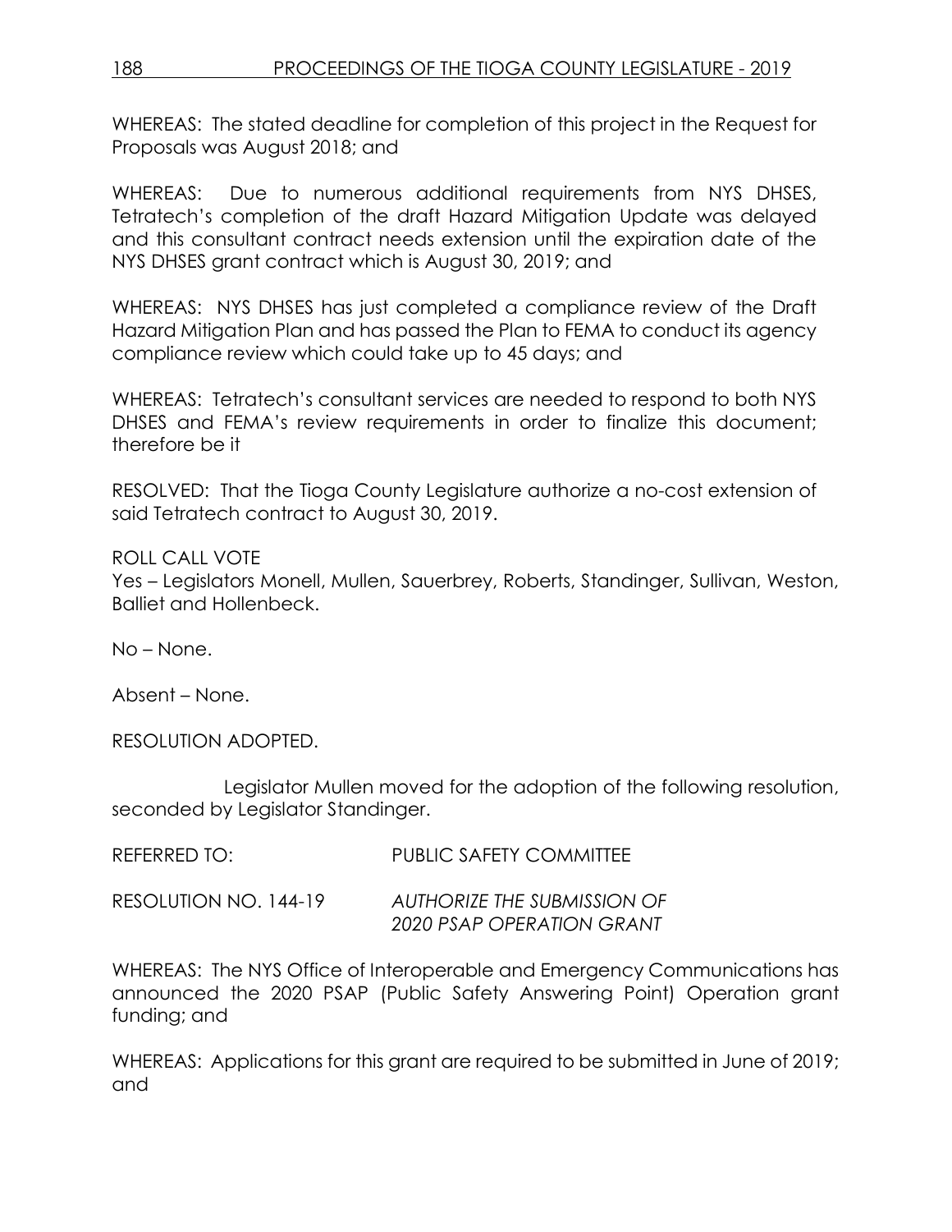WHEREAS: The stated deadline for completion of this project in the Request for Proposals was August 2018; and

WHEREAS: Due to numerous additional requirements from NYS DHSES, Tetratech's completion of the draft Hazard Mitigation Update was delayed and this consultant contract needs extension until the expiration date of the NYS DHSES grant contract which is August 30, 2019; and

WHEREAS: NYS DHSES has just completed a compliance review of the Draft Hazard Mitigation Plan and has passed the Plan to FEMA to conduct its agency compliance review which could take up to 45 days; and

WHEREAS: Tetratech's consultant services are needed to respond to both NYS DHSES and FEMA's review requirements in order to finalize this document; therefore be it

RESOLVED: That the Tioga County Legislature authorize a no-cost extension of said Tetratech contract to August 30, 2019.

ROLL CALL VOTE
Yes – Legislators Monell, Mullen, Sauerbrey, Roberts, Standinger, Sullivan, Weston, Balliet and Hollenbeck.

No – None.

Absent – None.

RESOLUTION ADOPTED.

Legislator Mullen moved for the adoption of the following resolution, seconded by Legislator Standinger.

REFERRED TO: PUBLIC SAFETY COMMITTEE

RESOLUTION NO. 144-19 *AUTHORIZE THE SUBMISSION OF 2020 PSAP OPERATION GRANT*

WHEREAS: The NYS Office of Interoperable and Emergency Communications has announced the 2020 PSAP (Public Safety Answering Point) Operation grant funding; and

WHEREAS: Applications for this grant are required to be submitted in June of 2019; and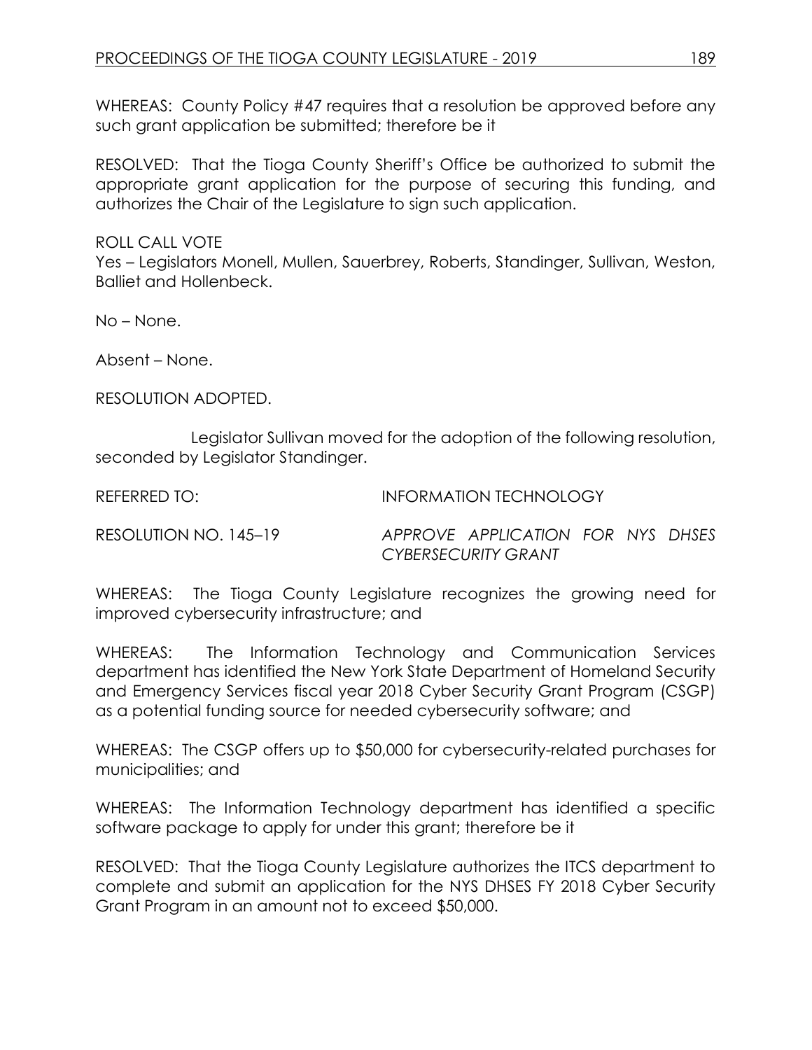WHEREAS: County Policy #47 requires that a resolution be approved before any such grant application be submitted; therefore be it

RESOLVED: That the Tioga County Sheriff's Office be authorized to submit the appropriate grant application for the purpose of securing this funding, and authorizes the Chair of the Legislature to sign such application.

ROLL CALL VOTE
Yes – Legislators Monell, Mullen, Sauerbrey, Roberts, Standinger, Sullivan, Weston, Balliet and Hollenbeck.

No – None.

Absent – None.

RESOLUTION ADOPTED.

Legislator Sullivan moved for the adoption of the following resolution, seconded by Legislator Standinger.

REFERRED TO: INFORMATION TECHNOLOGY

RESOLUTION NO. 145–19 *APPROVE APPLICATION FOR NYS DHSES CYBERSECURITY GRANT*

WHEREAS: The Tioga County Legislature recognizes the growing need for improved cybersecurity infrastructure; and

WHEREAS: The Information Technology and Communication Services department has identified the New York State Department of Homeland Security and Emergency Services fiscal year 2018 Cyber Security Grant Program (CSGP) as a potential funding source for needed cybersecurity software; and

WHEREAS: The CSGP offers up to $50,000 for cybersecurity-related purchases for municipalities; and

WHEREAS: The Information Technology department has identified a specific software package to apply for under this grant; therefore be it

RESOLVED: That the Tioga County Legislature authorizes the ITCS department to complete and submit an application for the NYS DHSES FY 2018 Cyber Security Grant Program in an amount not to exceed $50,000.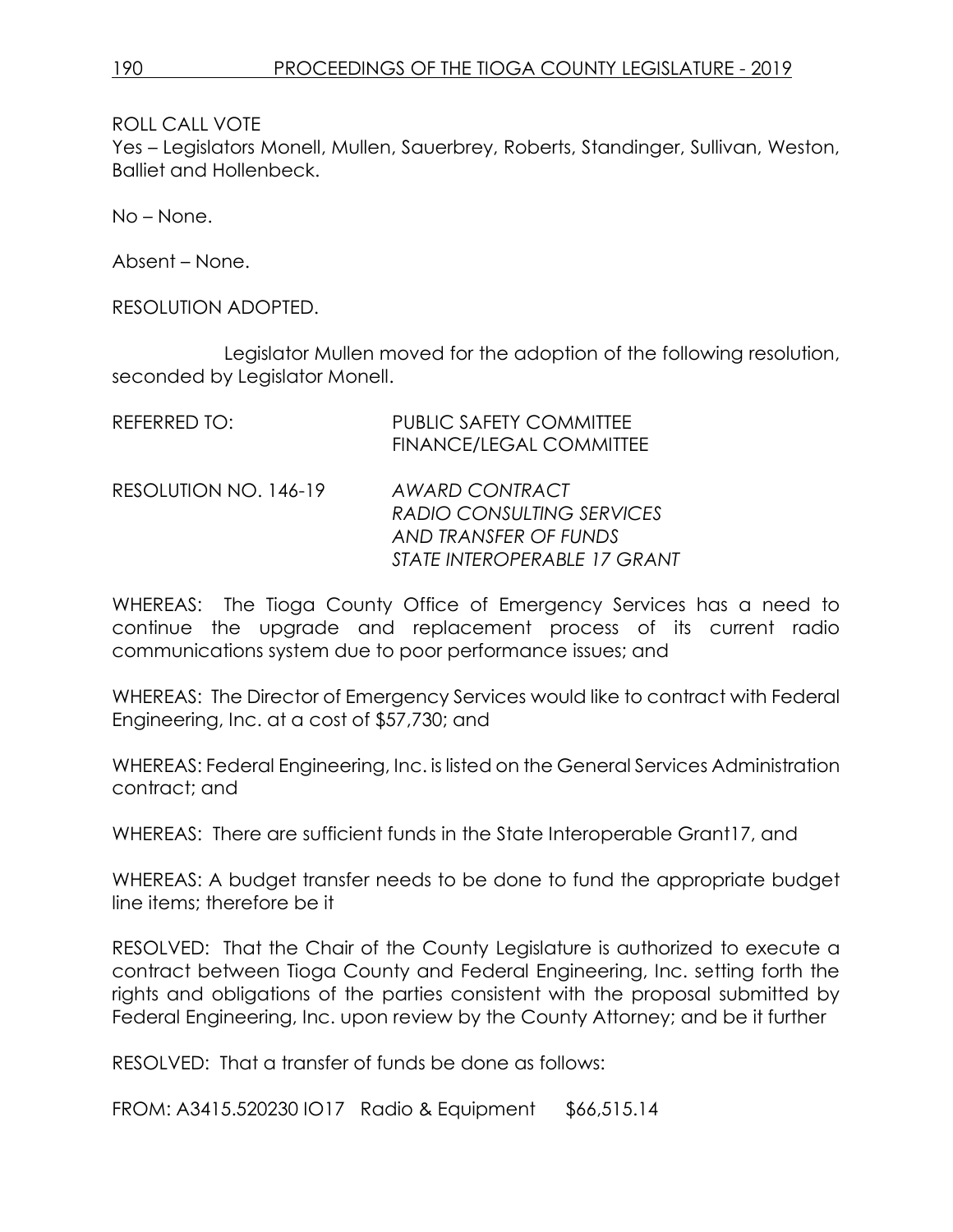ROLL CALL VOTE
Yes – Legislators Monell, Mullen, Sauerbrey, Roberts, Standinger, Sullivan, Weston, Balliet and Hollenbeck.

No – None.

Absent – None.

RESOLUTION ADOPTED.

Legislator Mullen moved for the adoption of the following resolution, seconded by Legislator Monell.

REFERRED TO: PUBLIC SAFETY COMMITTEE
FINANCE/LEGAL COMMITTEE

RESOLUTION NO. 146-19 *AWARD CONTRACT*
*RADIO CONSULTING SERVICES*
*AND TRANSFER OF FUNDS*
*STATE INTEROPERABLE 17 GRANT*

WHEREAS: The Tioga County Office of Emergency Services has a need to continue the upgrade and replacement process of its current radio communications system due to poor performance issues; and

WHEREAS: The Director of Emergency Services would like to contract with Federal Engineering, Inc. at a cost of $57,730; and

WHEREAS: Federal Engineering, Inc. is listed on the General Services Administration contract; and

WHEREAS: There are sufficient funds in the State Interoperable Grant17, and

WHEREAS: A budget transfer needs to be done to fund the appropriate budget line items; therefore be it

RESOLVED: That the Chair of the County Legislature is authorized to execute a contract between Tioga County and Federal Engineering, Inc. setting forth the rights and obligations of the parties consistent with the proposal submitted by Federal Engineering, Inc. upon review by the County Attorney; and be it further

RESOLVED: That a transfer of funds be done as follows:

FROM: A3415.520230 IO17 Radio & Equipment $66,515.14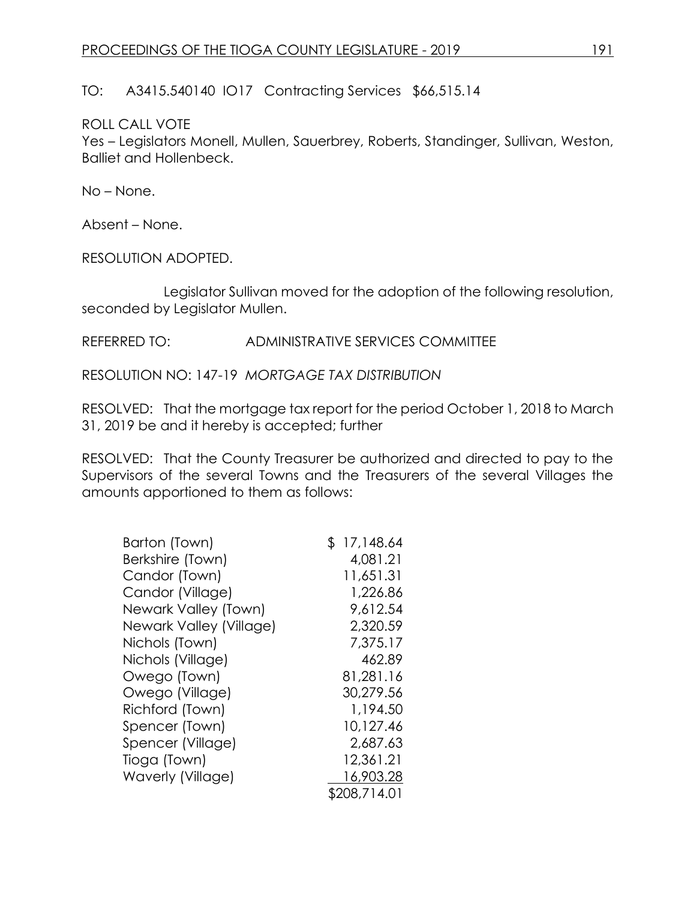TO: A3415.540140 IO17 Contracting Services $66,515.14

ROLL CALL VOTE
Yes – Legislators Monell, Mullen, Sauerbrey, Roberts, Standinger, Sullivan, Weston, Balliet and Hollenbeck.

No – None.

Absent – None.

RESOLUTION ADOPTED.

Legislator Sullivan moved for the adoption of the following resolution, seconded by Legislator Mullen.

REFERRED TO: ADMINISTRATIVE SERVICES COMMITTEE

RESOLUTION NO: 147-19 *MORTGAGE TAX DISTRIBUTION*

RESOLVED: That the mortgage tax report for the period October 1, 2018 to March 31, 2019 be and it hereby is accepted; further

RESOLVED: That the County Treasurer be authorized and directed to pay to the Supervisors of the several Towns and the Treasurers of the several Villages the amounts apportioned to them as follows:

| | |
|---|---:|
| Barton (Town) | $ 17,148.64 |
| Berkshire (Town) | 4,081.21 |
| Candor (Town) | 11,651.31 |
| Candor (Village) | 1,226.86 |
| Newark Valley (Town) | 9,612.54 |
| Newark Valley (Village) | 2,320.59 |
| Nichols (Town) | 7,375.17 |
| Nichols (Village) | 462.89 |
| Owego (Town) | 81,281.16 |
| Owego (Village) | 30,279.56 |
| Richford (Town) | 1,194.50 |
| Spencer (Town) | 10,127.46 |
| Spencer (Village) | 2,687.63 |
| Tioga (Town) | 12,361.21 |
| Waverly (Village) | 16,903.28 |
| | $208,714.01 |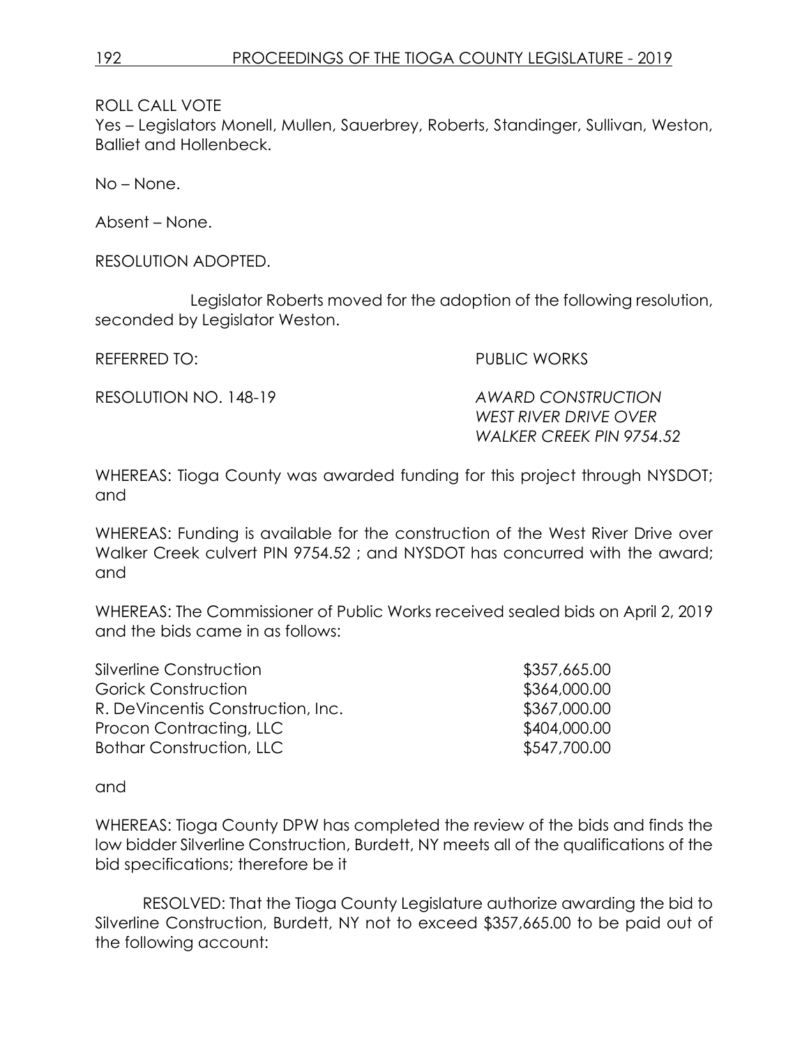ROLL CALL VOTE
Yes – Legislators Monell, Mullen, Sauerbrey, Roberts, Standinger, Sullivan, Weston, Balliet and Hollenbeck.

No – None.

Absent – None.

RESOLUTION ADOPTED.

Legislator Roberts moved for the adoption of the following resolution, seconded by Legislator Weston.

REFERRED TO: PUBLIC WORKS

RESOLUTION NO. 148-19 *AWARD CONSTRUCTION WEST RIVER DRIVE OVER WALKER CREEK PIN 9754.52*

WHEREAS: Tioga County was awarded funding for this project through NYSDOT; and

WHEREAS: Funding is available for the construction of the West River Drive over Walker Creek culvert PIN 9754.52 ; and NYSDOT has concurred with the award; and

WHEREAS: The Commissioner of Public Works received sealed bids on April 2, 2019 and the bids came in as follows:

| | |
|---|---|
| Silverline Construction | $357,665.00 |
| Gorick Construction | $364,000.00 |
| R. DeVincentis Construction, Inc. | $367,000.00 |
| Procon Contracting, LLC | $404,000.00 |
| Bothar Construction, LLC | $547,700.00 |

and

WHEREAS: Tioga County DPW has completed the review of the bids and finds the low bidder Silverline Construction, Burdett, NY meets all of the qualifications of the bid specifications; therefore be it

RESOLVED: That the Tioga County Legislature authorize awarding the bid to Silverline Construction, Burdett, NY not to exceed $357,665.00 to be paid out of the following account: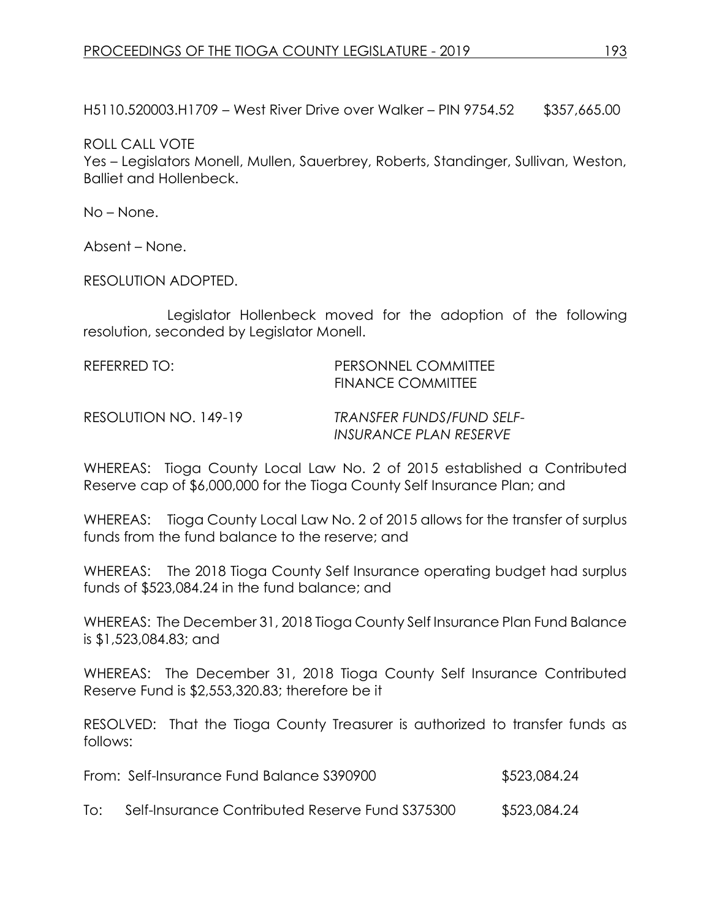H5110.520003.H1709 – West River Drive over Walker – PIN 9754.52 $357,665.00

ROLL CALL VOTE
Yes – Legislators Monell, Mullen, Sauerbrey, Roberts, Standinger, Sullivan, Weston, Balliet and Hollenbeck.

No – None.

Absent – None.

RESOLUTION ADOPTED.

Legislator Hollenbeck moved for the adoption of the following resolution, seconded by Legislator Monell.

REFERRED TO: PERSONNEL COMMITTEE
FINANCE COMMITTEE

RESOLUTION NO. 149-19 *TRANSFER FUNDS/FUND SELF-INSURANCE PLAN RESERVE*

WHEREAS: Tioga County Local Law No. 2 of 2015 established a Contributed Reserve cap of $6,000,000 for the Tioga County Self Insurance Plan; and

WHEREAS: Tioga County Local Law No. 2 of 2015 allows for the transfer of surplus funds from the fund balance to the reserve; and

WHEREAS: The 2018 Tioga County Self Insurance operating budget had surplus funds of $523,084.24 in the fund balance; and

WHEREAS: The December 31, 2018 Tioga County Self Insurance Plan Fund Balance is $1,523,084.83; and

WHEREAS: The December 31, 2018 Tioga County Self Insurance Contributed Reserve Fund is $2,553,320.83; therefore be it

RESOLVED: That the Tioga County Treasurer is authorized to transfer funds as follows:

From: Self-Insurance Fund Balance S390900 $523,084.24

To: Self-Insurance Contributed Reserve Fund S375300 $523,084.24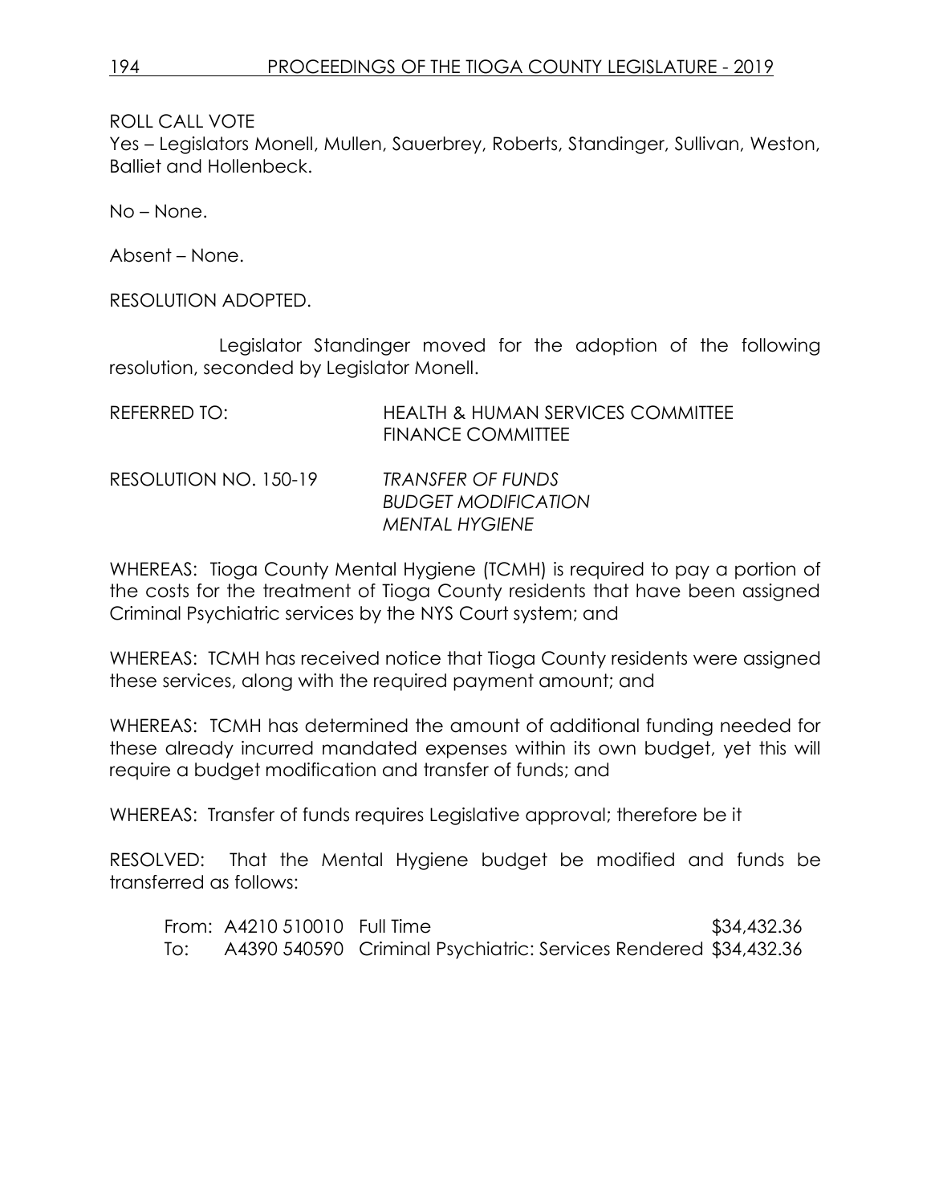ROLL CALL VOTE
Yes – Legislators Monell, Mullen, Sauerbrey, Roberts, Standinger, Sullivan, Weston, Balliet and Hollenbeck.

No – None.

Absent – None.

RESOLUTION ADOPTED.

Legislator Standinger moved for the adoption of the following resolution, seconded by Legislator Monell.

REFERRED TO: HEALTH & HUMAN SERVICES COMMITTEE
FINANCE COMMITTEE

RESOLUTION NO. 150-19 *TRANSFER OF FUNDS*
*BUDGET MODIFICATION*
*MENTAL HYGIENE*

WHEREAS: Tioga County Mental Hygiene (TCMH) is required to pay a portion of the costs for the treatment of Tioga County residents that have been assigned Criminal Psychiatric services by the NYS Court system; and

WHEREAS: TCMH has received notice that Tioga County residents were assigned these services, along with the required payment amount; and

WHEREAS: TCMH has determined the amount of additional funding needed for these already incurred mandated expenses within its own budget, yet this will require a budget modification and transfer of funds; and

WHEREAS: Transfer of funds requires Legislative approval; therefore be it

RESOLVED: That the Mental Hygiene budget be modified and funds be transferred as follows:

| | | | |
|---|---|---|---|
| From: | A4210 510010 | Full Time | $34,432.36 |
| To: | A4390 540590 | Criminal Psychiatric: Services Rendered | $34,432.36 |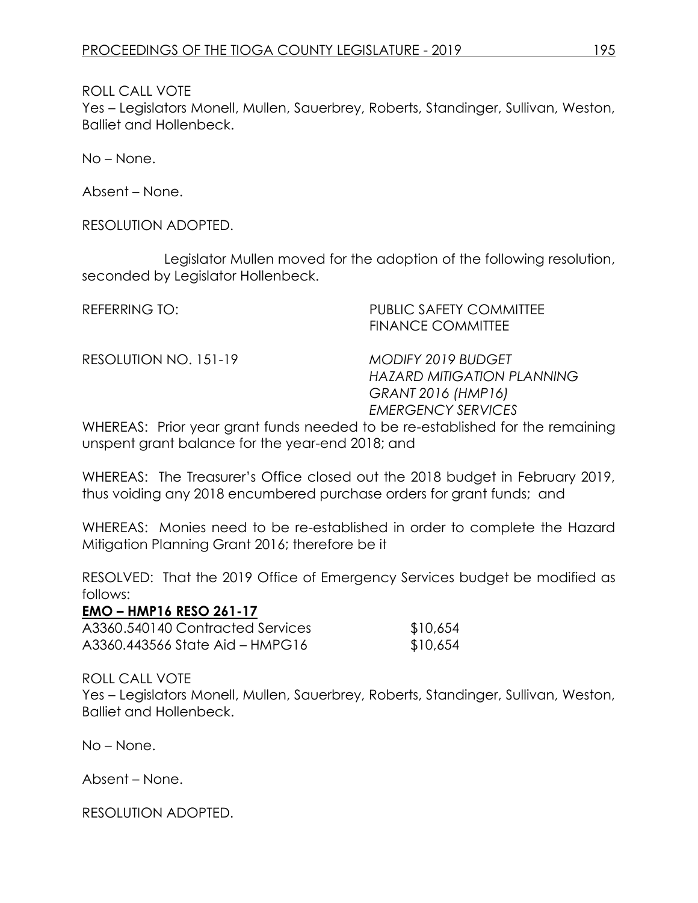ROLL CALL VOTE
Yes – Legislators Monell, Mullen, Sauerbrey, Roberts, Standinger, Sullivan, Weston, Balliet and Hollenbeck.

No – None.

Absent – None.

RESOLUTION ADOPTED.

Legislator Mullen moved for the adoption of the following resolution, seconded by Legislator Hollenbeck.

REFERRING TO: PUBLIC SAFETY COMMITTEE
FINANCE COMMITTEE

RESOLUTION NO. 151-19 *MODIFY 2019 BUDGET*
*HAZARD MITIGATION PLANNING*
*GRANT 2016 (HMP16)*
*EMERGENCY SERVICES*

WHEREAS: Prior year grant funds needed to be re-established for the remaining unspent grant balance for the year-end 2018; and

WHEREAS: The Treasurer's Office closed out the 2018 budget in February 2019, thus voiding any 2018 encumbered purchase orders for grant funds; and

WHEREAS: Monies need to be re-established in order to complete the Hazard Mitigation Planning Grant 2016; therefore be it

RESOLVED: That the 2019 Office of Emergency Services budget be modified as follows:

**EMO – HMP16 RESO 261-17**

| | |
|---|---|
| A3360.540140 Contracted Services | $10,654 |
| A3360.443566 State Aid – HMPG16 | $10,654 |

ROLL CALL VOTE
Yes – Legislators Monell, Mullen, Sauerbrey, Roberts, Standinger, Sullivan, Weston, Balliet and Hollenbeck.

No – None.

Absent – None.

RESOLUTION ADOPTED.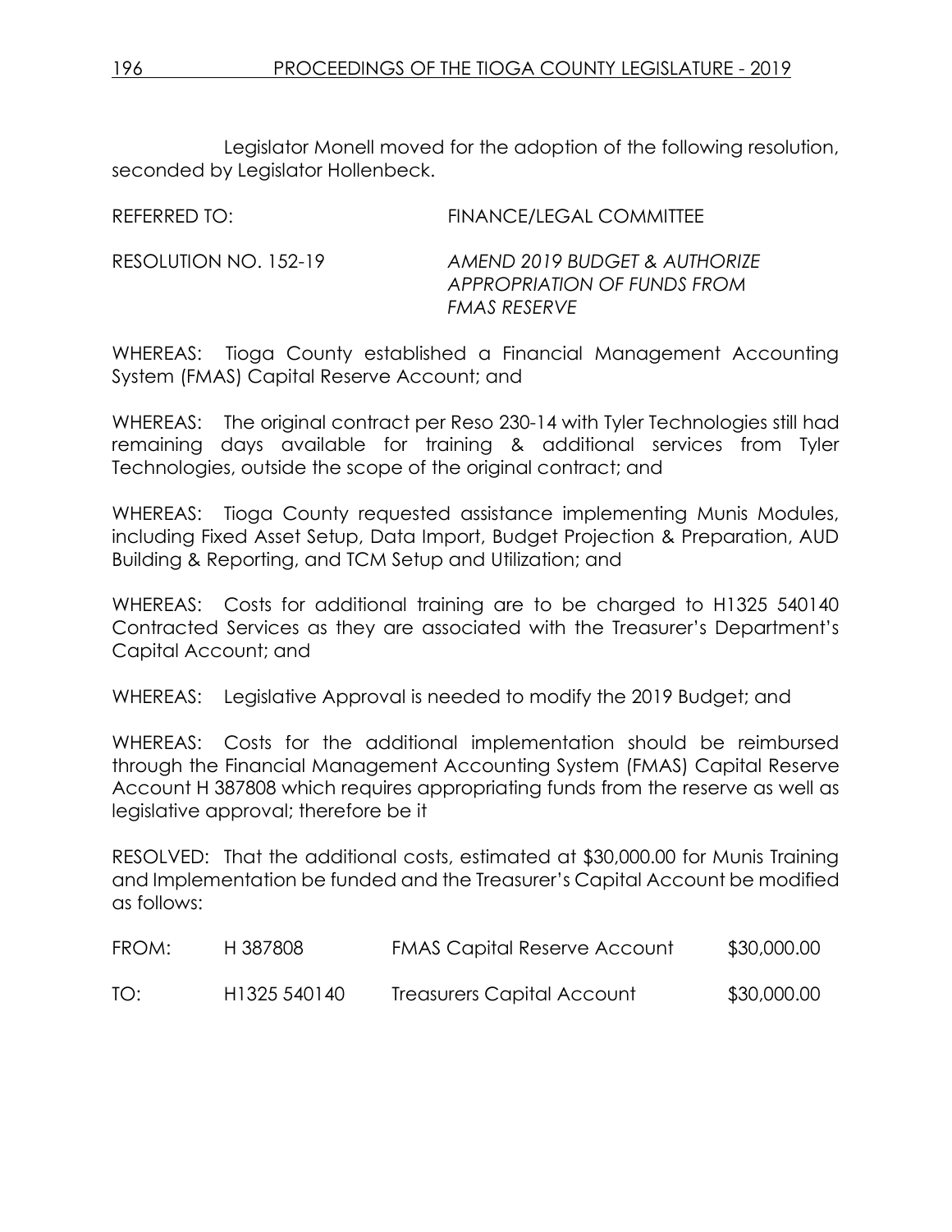Legislator Monell moved for the adoption of the following resolution, seconded by Legislator Hollenbeck.

REFERRED TO: FINANCE/LEGAL COMMITTEE

RESOLUTION NO. 152-19 *AMEND 2019 BUDGET & AUTHORIZE APPROPRIATION OF FUNDS FROM FMAS RESERVE*

WHEREAS: Tioga County established a Financial Management Accounting System (FMAS) Capital Reserve Account; and

WHEREAS: The original contract per Reso 230-14 with Tyler Technologies still had remaining days available for training & additional services from Tyler Technologies, outside the scope of the original contract; and

WHEREAS: Tioga County requested assistance implementing Munis Modules, including Fixed Asset Setup, Data Import, Budget Projection & Preparation, AUD Building & Reporting, and TCM Setup and Utilization; and

WHEREAS: Costs for additional training are to be charged to H1325 540140 Contracted Services as they are associated with the Treasurer's Department's Capital Account; and

WHEREAS: Legislative Approval is needed to modify the 2019 Budget; and

WHEREAS: Costs for the additional implementation should be reimbursed through the Financial Management Accounting System (FMAS) Capital Reserve Account H 387808 which requires appropriating funds from the reserve as well as legislative approval; therefore be it

RESOLVED: That the additional costs, estimated at $30,000.00 for Munis Training and Implementation be funded and the Treasurer's Capital Account be modified as follows:

| | | | |
|---|---|---|---|
| FROM: | H 387808 | FMAS Capital Reserve Account | $30,000.00 |
| TO: | H1325 540140 | Treasurers Capital Account | $30,000.00 |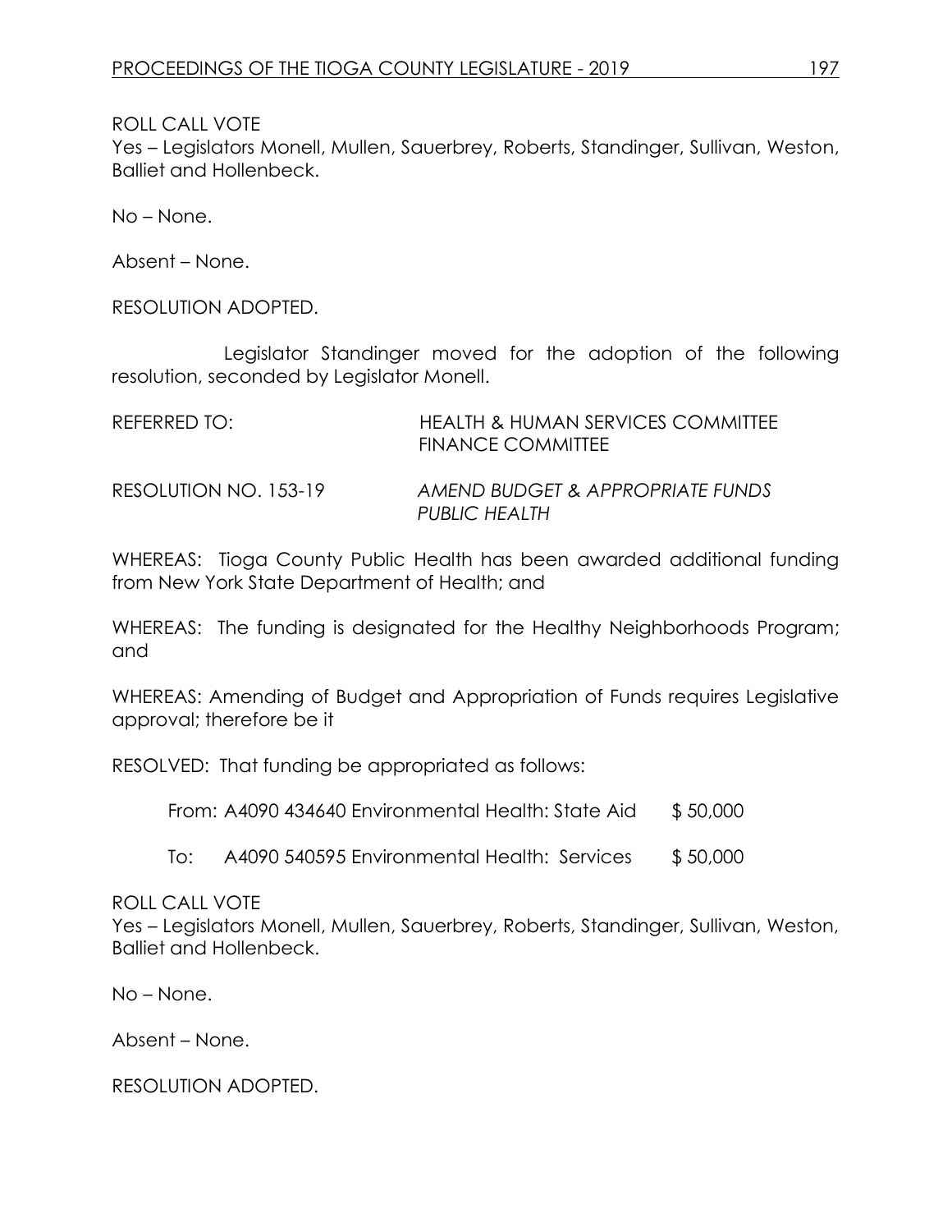ROLL CALL VOTE
Yes – Legislators Monell, Mullen, Sauerbrey, Roberts, Standinger, Sullivan, Weston, Balliet and Hollenbeck.

No – None.

Absent – None.

RESOLUTION ADOPTED.

Legislator Standinger moved for the adoption of the following resolution, seconded by Legislator Monell.

REFERRED TO: HEALTH & HUMAN SERVICES COMMITTEE
FINANCE COMMITTEE

RESOLUTION NO. 153-19 *AMEND BUDGET & APPROPRIATE FUNDS PUBLIC HEALTH*

WHEREAS: Tioga County Public Health has been awarded additional funding from New York State Department of Health; and

WHEREAS: The funding is designated for the Healthy Neighborhoods Program; and

WHEREAS: Amending of Budget and Appropriation of Funds requires Legislative approval; therefore be it

RESOLVED: That funding be appropriated as follows:

From: A4090 434640 Environmental Health: State Aid $ 50,000

To: A4090 540595 Environmental Health: Services $ 50,000

ROLL CALL VOTE
Yes – Legislators Monell, Mullen, Sauerbrey, Roberts, Standinger, Sullivan, Weston, Balliet and Hollenbeck.

No – None.

Absent – None.

RESOLUTION ADOPTED.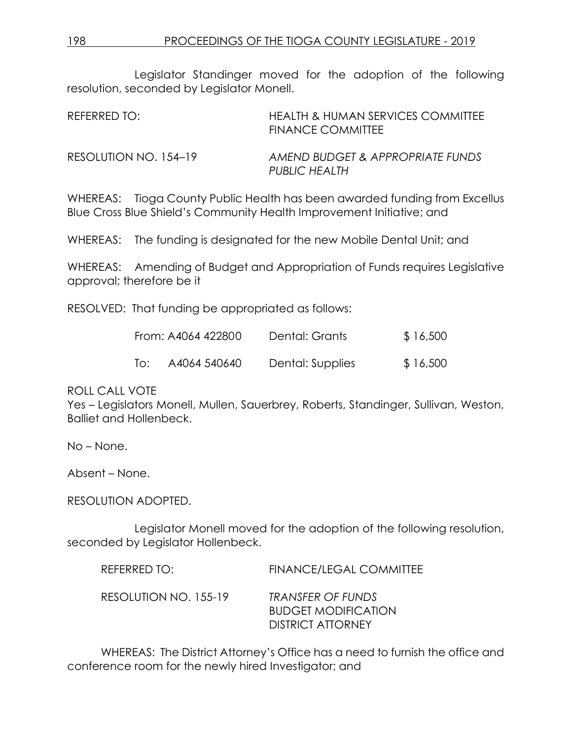Legislator Standinger moved for the adoption of the following resolution, seconded by Legislator Monell.

REFERRED TO: HEALTH & HUMAN SERVICES COMMITTEE
FINANCE COMMITTEE

RESOLUTION NO. 154–19 *AMEND BUDGET & APPROPRIATE FUNDS PUBLIC HEALTH*

WHEREAS: Tioga County Public Health has been awarded funding from Excellus Blue Cross Blue Shield's Community Health Improvement Initiative; and

WHEREAS: The funding is designated for the new Mobile Dental Unit; and

WHEREAS: Amending of Budget and Appropriation of Funds requires Legislative approval; therefore be it

RESOLVED: That funding be appropriated as follows:

| | | | |
|---|---|---|---|
| From: | A4064 422800 | Dental: Grants | $ 16,500 |
| To: | A4064 540640 | Dental: Supplies | $ 16,500 |

ROLL CALL VOTE
Yes – Legislators Monell, Mullen, Sauerbrey, Roberts, Standinger, Sullivan, Weston, Balliet and Hollenbeck.

No – None.

Absent – None.

RESOLUTION ADOPTED.

Legislator Monell moved for the adoption of the following resolution, seconded by Legislator Hollenbeck.

REFERRED TO: FINANCE/LEGAL COMMITTEE

RESOLUTION NO. 155-19 *TRANSFER OF FUNDS*
BUDGET MODIFICATION
DISTRICT ATTORNEY

WHEREAS: The District Attorney's Office has a need to furnish the office and conference room for the newly hired Investigator; and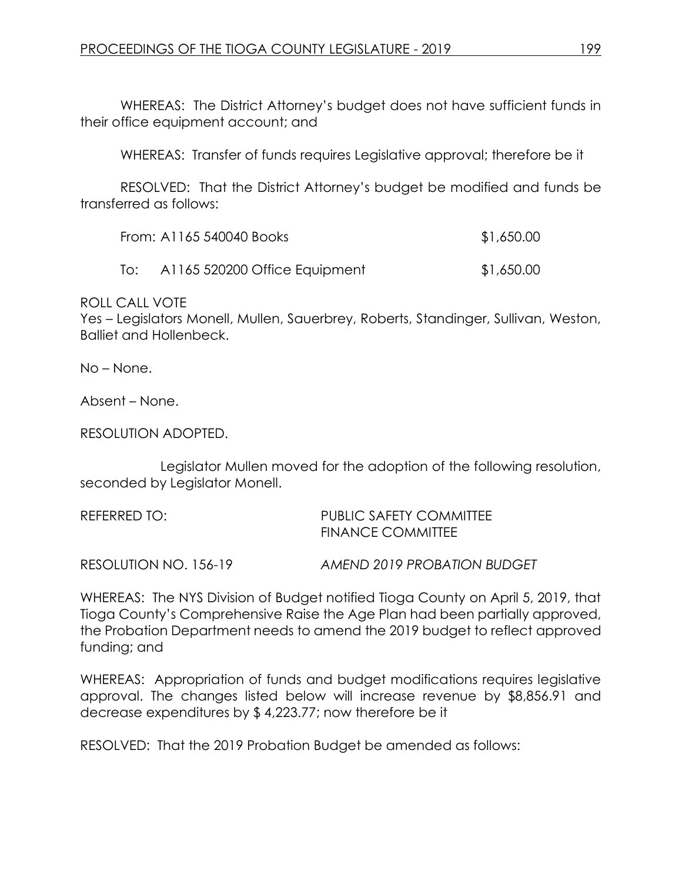WHEREAS: The District Attorney's budget does not have sufficient funds in their office equipment account; and

WHEREAS: Transfer of funds requires Legislative approval; therefore be it

RESOLVED: That the District Attorney's budget be modified and funds be transferred as follows:

| | | |
|---|---|---|
| From: | A1165 540040 Books | $1,650.00 |
| To: | A1165 520200 Office Equipment | $1,650.00 |

ROLL CALL VOTE
Yes – Legislators Monell, Mullen, Sauerbrey, Roberts, Standinger, Sullivan, Weston, Balliet and Hollenbeck.

No – None.

Absent – None.

RESOLUTION ADOPTED.

Legislator Mullen moved for the adoption of the following resolution, seconded by Legislator Monell.

REFERRED TO: PUBLIC SAFETY COMMITTEE
FINANCE COMMITTEE

RESOLUTION NO. 156-19 *AMEND 2019 PROBATION BUDGET*

WHEREAS: The NYS Division of Budget notified Tioga County on April 5, 2019, that Tioga County's Comprehensive Raise the Age Plan had been partially approved, the Probation Department needs to amend the 2019 budget to reflect approved funding; and

WHEREAS: Appropriation of funds and budget modifications requires legislative approval. The changes listed below will increase revenue by $8,856.91 and decrease expenditures by $ 4,223.77; now therefore be it

RESOLVED: That the 2019 Probation Budget be amended as follows: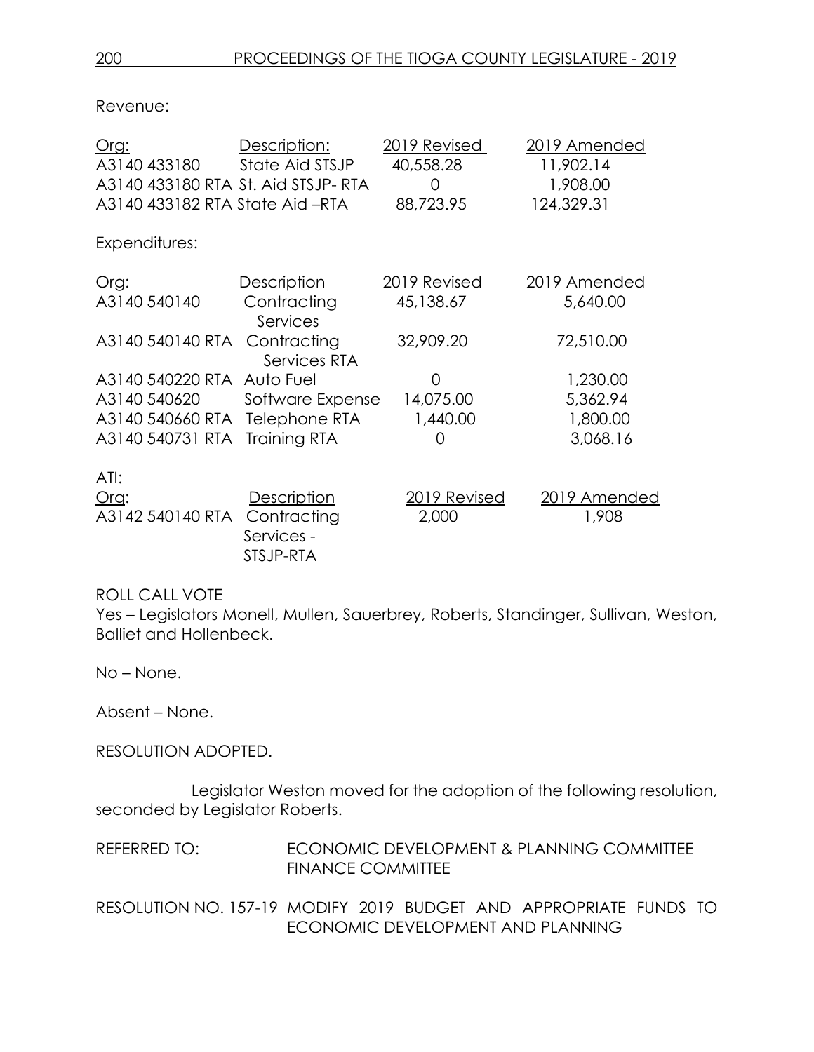Revenue:

| Org: | Description: | 2019 Revised | 2019 Amended |
|---|---|---|---|
| A3140 433180 | State Aid STSJP | 40,558.28 | 11,902.14 |
| A3140 433180 RTA | St. Aid STSJP- RTA | 0 | 1,908.00 |
| A3140 433182 RTA | State Aid –RTA | 88,723.95 | 124,329.31 |

Expenditures:

| Org: | Description | 2019 Revised | 2019 Amended |
|---|---|---|---|
| A3140 540140 | Contracting Services | 45,138.67 | 5,640.00 |
| A3140 540140 RTA | Contracting Services RTA | 32,909.20 | 72,510.00 |
| A3140 540220 RTA | Auto Fuel | 0 | 1,230.00 |
| A3140 540620 | Software Expense | 14,075.00 | 5,362.94 |
| A3140 540660 RTA | Telephone RTA | 1,440.00 | 1,800.00 |
| A3140 540731 RTA | Training RTA | 0 | 3,068.16 |

ATI:

| Org: | Description | 2019 Revised | 2019 Amended |
|---|---|---|---|
| A3142 540140 RTA | Contracting Services - STSJP-RTA | 2,000 | 1,908 |

ROLL CALL VOTE
Yes – Legislators Monell, Mullen, Sauerbrey, Roberts, Standinger, Sullivan, Weston, Balliet and Hollenbeck.

No – None.

Absent – None.

RESOLUTION ADOPTED.

Legislator Weston moved for the adoption of the following resolution, seconded by Legislator Roberts.

REFERRED TO: ECONOMIC DEVELOPMENT & PLANNING COMMITTEE
FINANCE COMMITTEE

RESOLUTION NO. 157-19 MODIFY 2019 BUDGET AND APPROPRIATE FUNDS TO ECONOMIC DEVELOPMENT AND PLANNING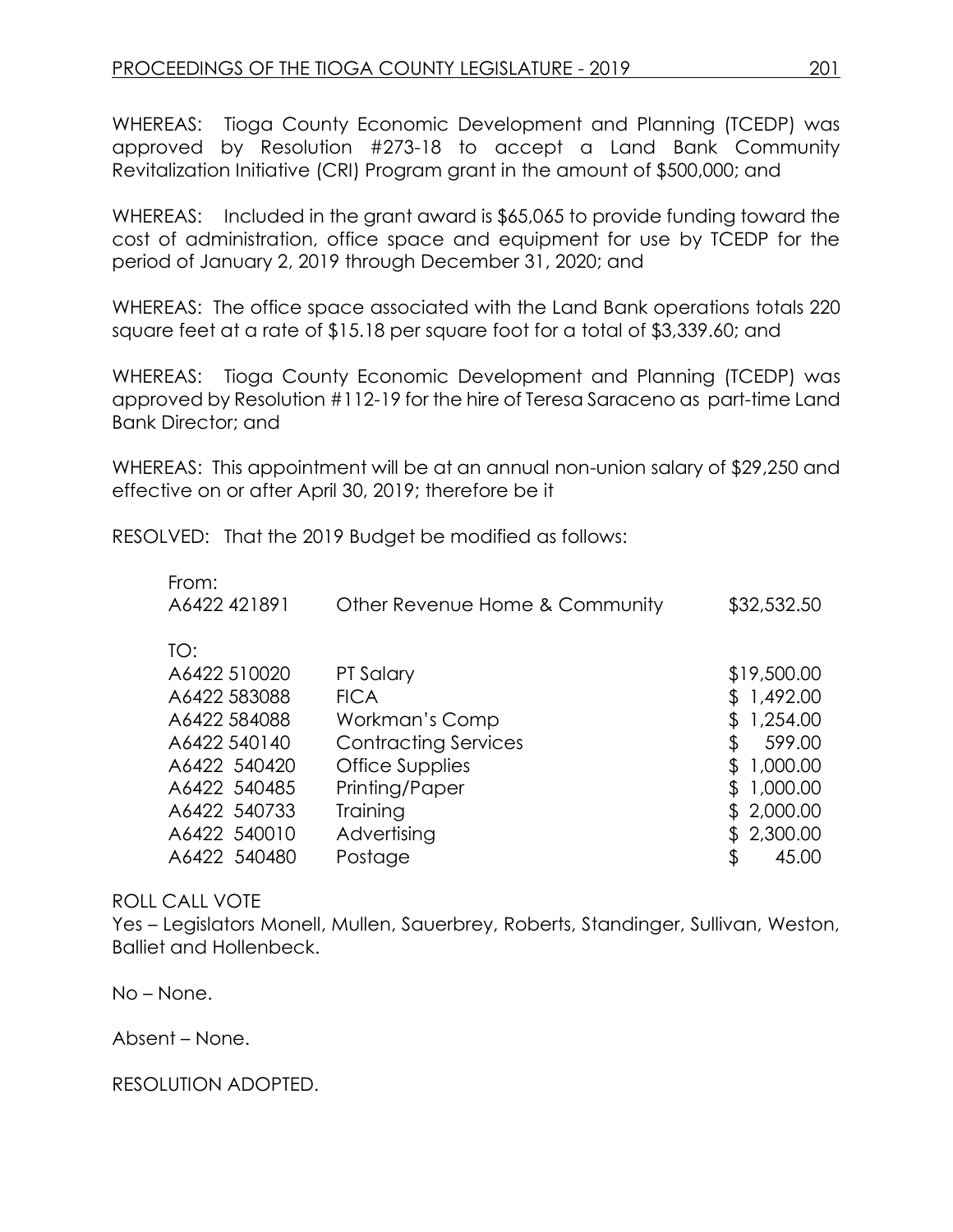WHEREAS: Tioga County Economic Development and Planning (TCEDP) was approved by Resolution #273-18 to accept a Land Bank Community Revitalization Initiative (CRI) Program grant in the amount of $500,000; and

WHEREAS: Included in the grant award is $65,065 to provide funding toward the cost of administration, office space and equipment for use by TCEDP for the period of January 2, 2019 through December 31, 2020; and

WHEREAS: The office space associated with the Land Bank operations totals 220 square feet at a rate of $15.18 per square foot for a total of $3,339.60; and

WHEREAS: Tioga County Economic Development and Planning (TCEDP) was approved by Resolution #112-19 for the hire of Teresa Saraceno as part-time Land Bank Director; and

WHEREAS: This appointment will be at an annual non-union salary of $29,250 and effective on or after April 30, 2019; therefore be it

RESOLVED: That the 2019 Budget be modified as follows:

| | | |
|---|---|---|
| From: | | |
| A6422 421891 | Other Revenue Home & Community | $32,532.50 |
| TO: | | |
| A6422 510020 | PT Salary | $19,500.00 |
| A6422 583088 | FICA | $ 1,492.00 |
| A6422 584088 | Workman's Comp | $ 1,254.00 |
| A6422 540140 | Contracting Services | $ 599.00 |
| A6422 540420 | Office Supplies | $ 1,000.00 |
| A6422 540485 | Printing/Paper | $ 1,000.00 |
| A6422 540733 | Training | $ 2,000.00 |
| A6422 540010 | Advertising | $ 2,300.00 |
| A6422 540480 | Postage | $ 45.00 |

ROLL CALL VOTE

Yes – Legislators Monell, Mullen, Sauerbrey, Roberts, Standinger, Sullivan, Weston, Balliet and Hollenbeck.

No – None.

Absent – None.

RESOLUTION ADOPTED.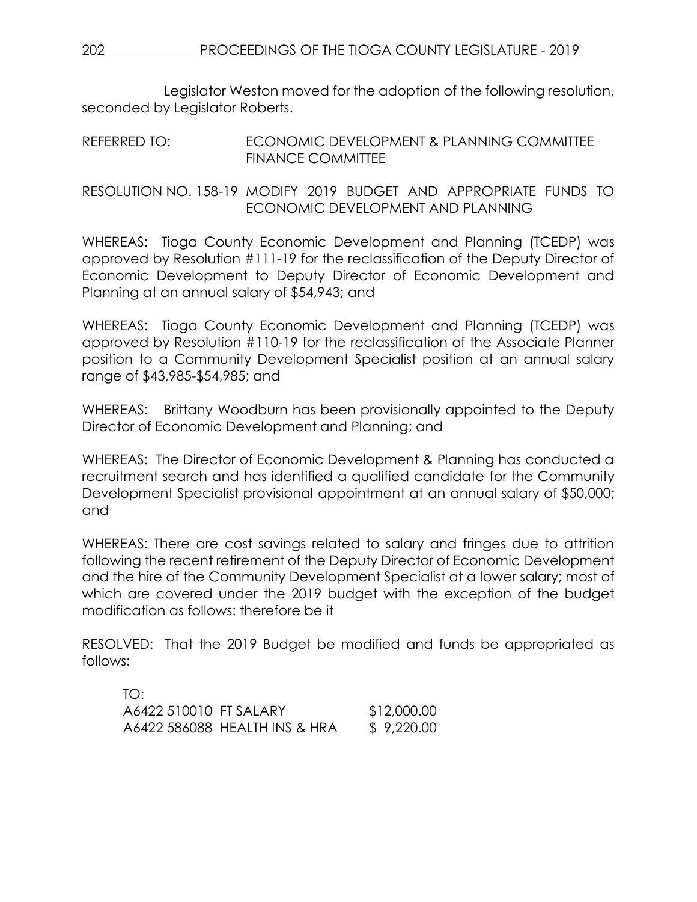Legislator Weston moved for the adoption of the following resolution, seconded by Legislator Roberts.

REFERRED TO: ECONOMIC DEVELOPMENT & PLANNING COMMITTEE
FINANCE COMMITTEE

RESOLUTION NO. 158-19 MODIFY 2019 BUDGET AND APPROPRIATE FUNDS TO ECONOMIC DEVELOPMENT AND PLANNING

WHEREAS: Tioga County Economic Development and Planning (TCEDP) was approved by Resolution #111-19 for the reclassification of the Deputy Director of Economic Development to Deputy Director of Economic Development and Planning at an annual salary of $54,943; and

WHEREAS: Tioga County Economic Development and Planning (TCEDP) was approved by Resolution #110-19 for the reclassification of the Associate Planner position to a Community Development Specialist position at an annual salary range of $43,985-$54,985; and

WHEREAS: Brittany Woodburn has been provisionally appointed to the Deputy Director of Economic Development and Planning; and

WHEREAS: The Director of Economic Development & Planning has conducted a recruitment search and has identified a qualified candidate for the Community Development Specialist provisional appointment at an annual salary of $50,000; and

WHEREAS: There are cost savings related to salary and fringes due to attrition following the recent retirement of the Deputy Director of Economic Development and the hire of the Community Development Specialist at a lower salary; most of which are covered under the 2019 budget with the exception of the budget modification as follows: therefore be it

RESOLVED: That the 2019 Budget be modified and funds be appropriated as follows:

TO:

| | |
|---|---|
| A6422 510010 FT SALARY | $12,000.00 |
| A6422 586088 HEALTH INS & HRA | $ 9,220.00 |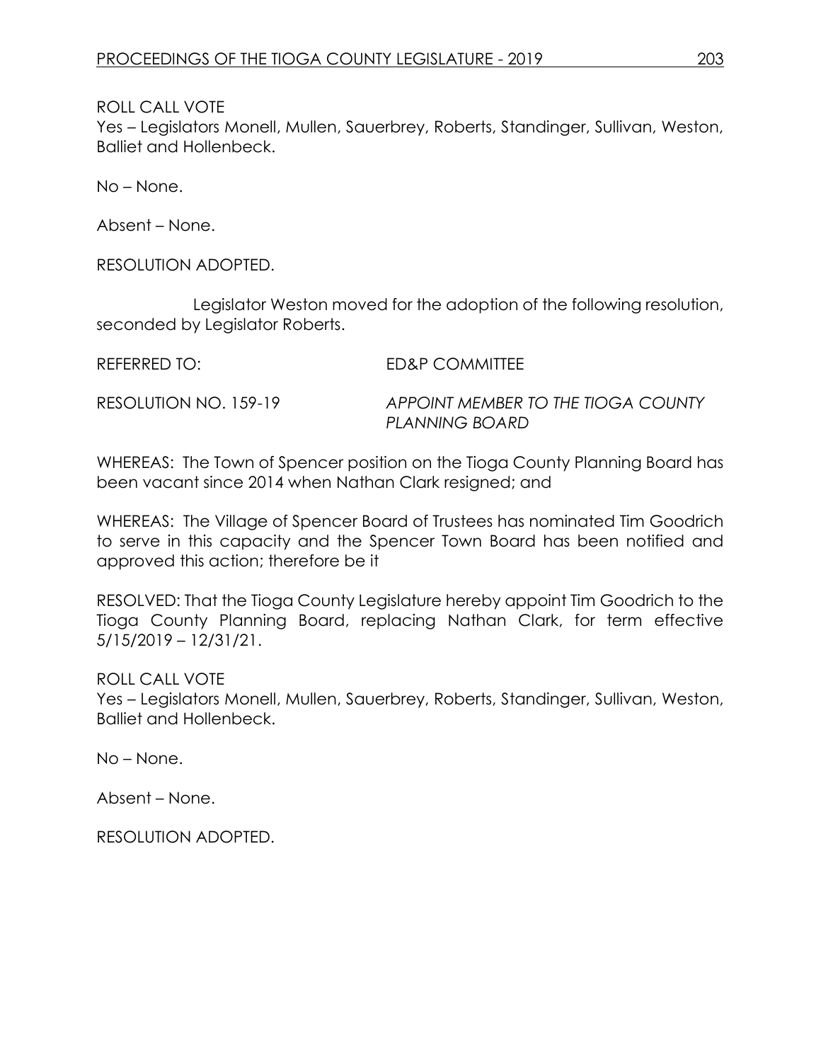ROLL CALL VOTE
Yes – Legislators Monell, Mullen, Sauerbrey, Roberts, Standinger, Sullivan, Weston, Balliet and Hollenbeck.

No – None.

Absent – None.

RESOLUTION ADOPTED.

Legislator Weston moved for the adoption of the following resolution, seconded by Legislator Roberts.

| | |
|---|---|
| REFERRED TO: | ED&P COMMITTEE |
| RESOLUTION NO. 159-19 | *APPOINT MEMBER TO THE TIOGA COUNTY PLANNING BOARD* |

WHEREAS: The Town of Spencer position on the Tioga County Planning Board has been vacant since 2014 when Nathan Clark resigned; and

WHEREAS: The Village of Spencer Board of Trustees has nominated Tim Goodrich to serve in this capacity and the Spencer Town Board has been notified and approved this action; therefore be it

RESOLVED: That the Tioga County Legislature hereby appoint Tim Goodrich to the Tioga County Planning Board, replacing Nathan Clark, for term effective 5/15/2019 – 12/31/21.

ROLL CALL VOTE
Yes – Legislators Monell, Mullen, Sauerbrey, Roberts, Standinger, Sullivan, Weston, Balliet and Hollenbeck.

No – None.

Absent – None.

RESOLUTION ADOPTED.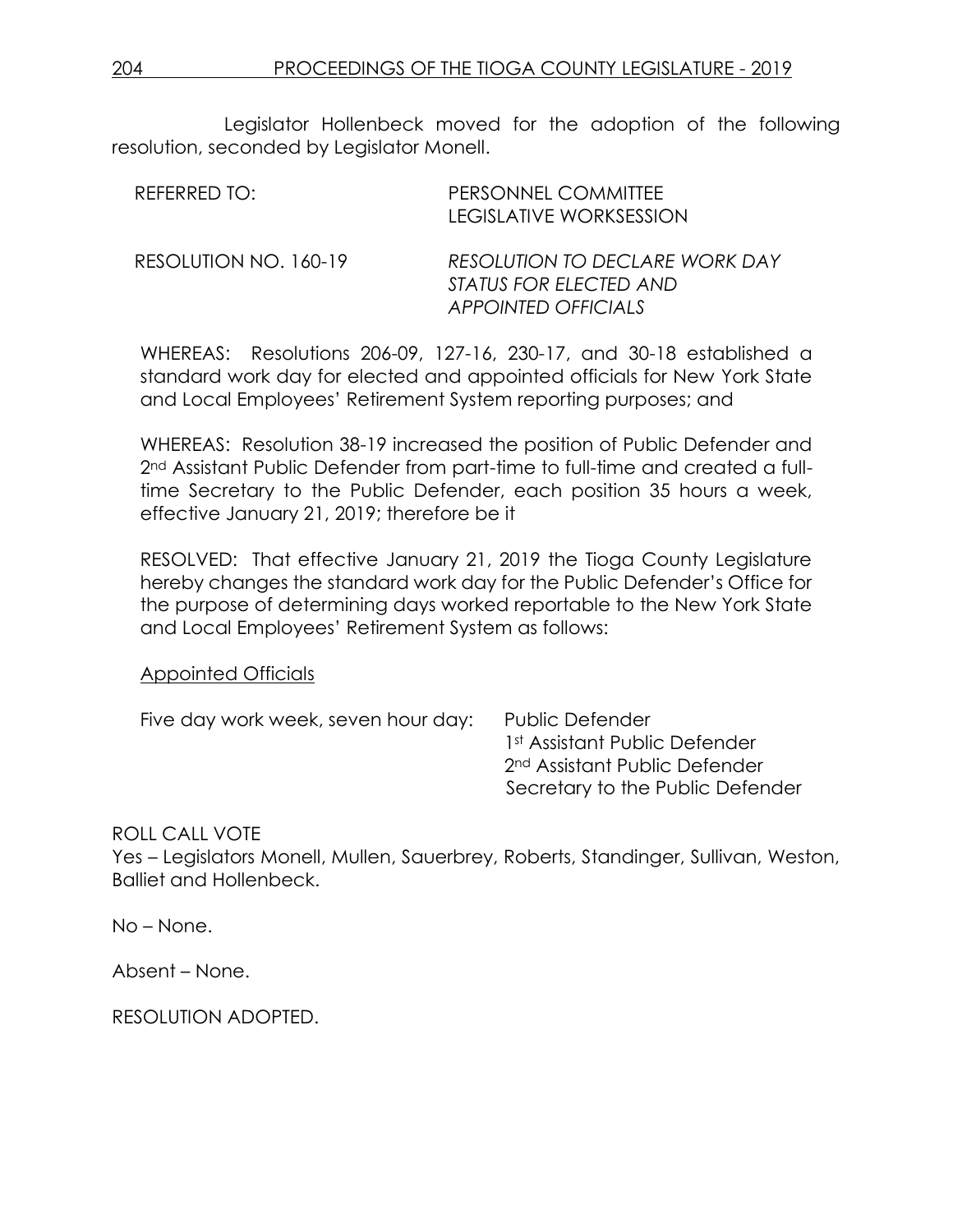Legislator Hollenbeck moved for the adoption of the following resolution, seconded by Legislator Monell.

REFERRED TO: PERSONNEL COMMITTEE
LEGISLATIVE WORKSESSION

RESOLUTION NO. 160-19 *RESOLUTION TO DECLARE WORK DAY STATUS FOR ELECTED AND APPOINTED OFFICIALS*

WHEREAS: Resolutions 206-09, 127-16, 230-17, and 30-18 established a standard work day for elected and appointed officials for New York State and Local Employees' Retirement System reporting purposes; and

WHEREAS: Resolution 38-19 increased the position of Public Defender and 2nd Assistant Public Defender from part-time to full-time and created a full-time Secretary to the Public Defender, each position 35 hours a week, effective January 21, 2019; therefore be it

RESOLVED: That effective January 21, 2019 the Tioga County Legislature hereby changes the standard work day for the Public Defender's Office for the purpose of determining days worked reportable to the New York State and Local Employees' Retirement System as follows:

Appointed Officials

Five day work week, seven hour day: Public Defender
1st Assistant Public Defender
2nd Assistant Public Defender
Secretary to the Public Defender

ROLL CALL VOTE
Yes – Legislators Monell, Mullen, Sauerbrey, Roberts, Standinger, Sullivan, Weston, Balliet and Hollenbeck.

No – None.

Absent – None.

RESOLUTION ADOPTED.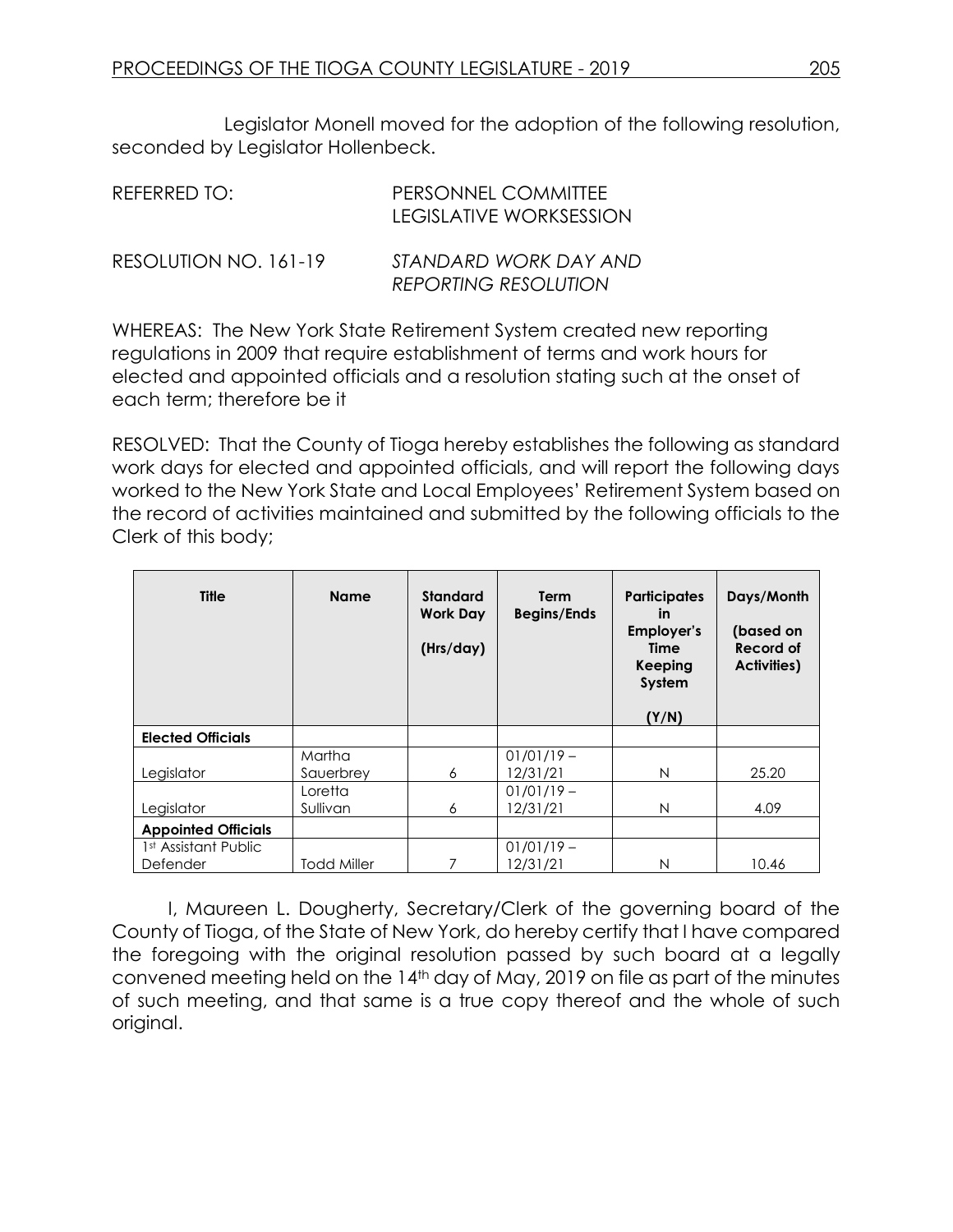Legislator Monell moved for the adoption of the following resolution, seconded by Legislator Hollenbeck.

REFERRED TO: PERSONNEL COMMITTEE
LEGISLATIVE WORKSESSION

RESOLUTION NO. 161-19 *STANDARD WORK DAY AND REPORTING RESOLUTION*

WHEREAS: The New York State Retirement System created new reporting regulations in 2009 that require establishment of terms and work hours for elected and appointed officials and a resolution stating such at the onset of each term; therefore be it

RESOLVED: That the County of Tioga hereby establishes the following as standard work days for elected and appointed officials, and will report the following days worked to the New York State and Local Employees' Retirement System based on the record of activities maintained and submitted by the following officials to the Clerk of this body;

| Title | Name | Standard Work Day (Hrs/day) | Term Begins/Ends | Participates in Employer's Time Keeping System (Y/N) | Days/Month (based on Record of Activities) |
|---|---|---|---|---|---|
| **Elected Officials** | | | | | |
| Legislator | Martha Sauerbrey | 6 | 01/01/19 – 12/31/21 | N | 25.20 |
| Legislator | Loretta Sullivan | 6 | 01/01/19 – 12/31/21 | N | 4.09 |
| **Appointed Officials** | | | | | |
| 1st Assistant Public Defender | Todd Miller | 7 | 01/01/19 – 12/31/21 | N | 10.46 |

I, Maureen L. Dougherty, Secretary/Clerk of the governing board of the County of Tioga, of the State of New York, do hereby certify that I have compared the foregoing with the original resolution passed by such board at a legally convened meeting held on the 14th day of May, 2019 on file as part of the minutes of such meeting, and that same is a true copy thereof and the whole of such original.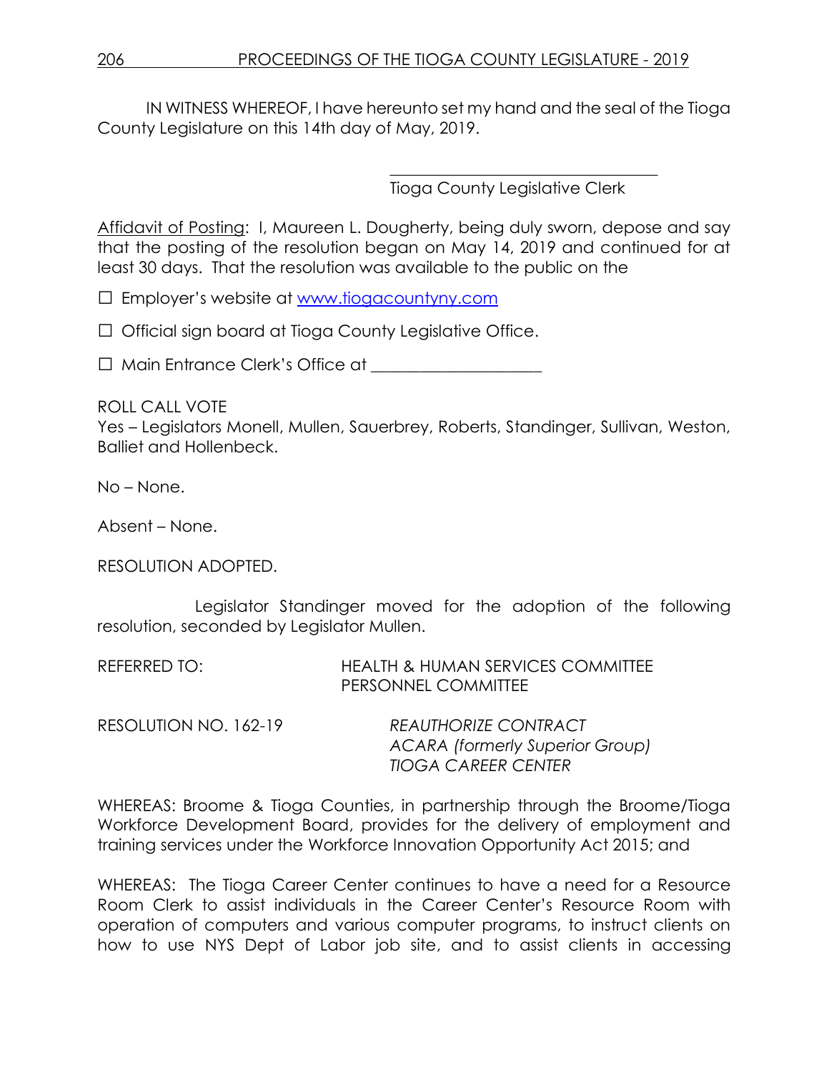IN WITNESS WHEREOF, I have hereunto set my hand and the seal of the Tioga County Legislature on this 14th day of May, 2019.

\_\_\_\_\_\_\_\_\_\_\_\_\_\_\_\_\_\_\_\_\_\_\_\_\_\_\_\_\_\_\_\_\_
Tioga County Legislative Clerk

Affidavit of Posting: I, Maureen L. Dougherty, being duly sworn, depose and say that the posting of the resolution began on May 14, 2019 and continued for at least 30 days. That the resolution was available to the public on the

☐ Employer's website at www.tiogacountyny.com

☐ Official sign board at Tioga County Legislative Office.

☐ Main Entrance Clerk's Office at \_\_\_\_\_\_\_\_\_\_\_\_\_\_\_\_\_\_\_\_

ROLL CALL VOTE
Yes – Legislators Monell, Mullen, Sauerbrey, Roberts, Standinger, Sullivan, Weston, Balliet and Hollenbeck.

No – None.

Absent – None.

RESOLUTION ADOPTED.

Legislator Standinger moved for the adoption of the following resolution, seconded by Legislator Mullen.

REFERRED TO: HEALTH & HUMAN SERVICES COMMITTEE
PERSONNEL COMMITTEE

RESOLUTION NO. 162-19 *REAUTHORIZE CONTRACT*
*ACARA (formerly Superior Group)*
*TIOGA CAREER CENTER*

WHEREAS: Broome & Tioga Counties, in partnership through the Broome/Tioga Workforce Development Board, provides for the delivery of employment and training services under the Workforce Innovation Opportunity Act 2015; and

WHEREAS: The Tioga Career Center continues to have a need for a Resource Room Clerk to assist individuals in the Career Center's Resource Room with operation of computers and various computer programs, to instruct clients on how to use NYS Dept of Labor job site, and to assist clients in accessing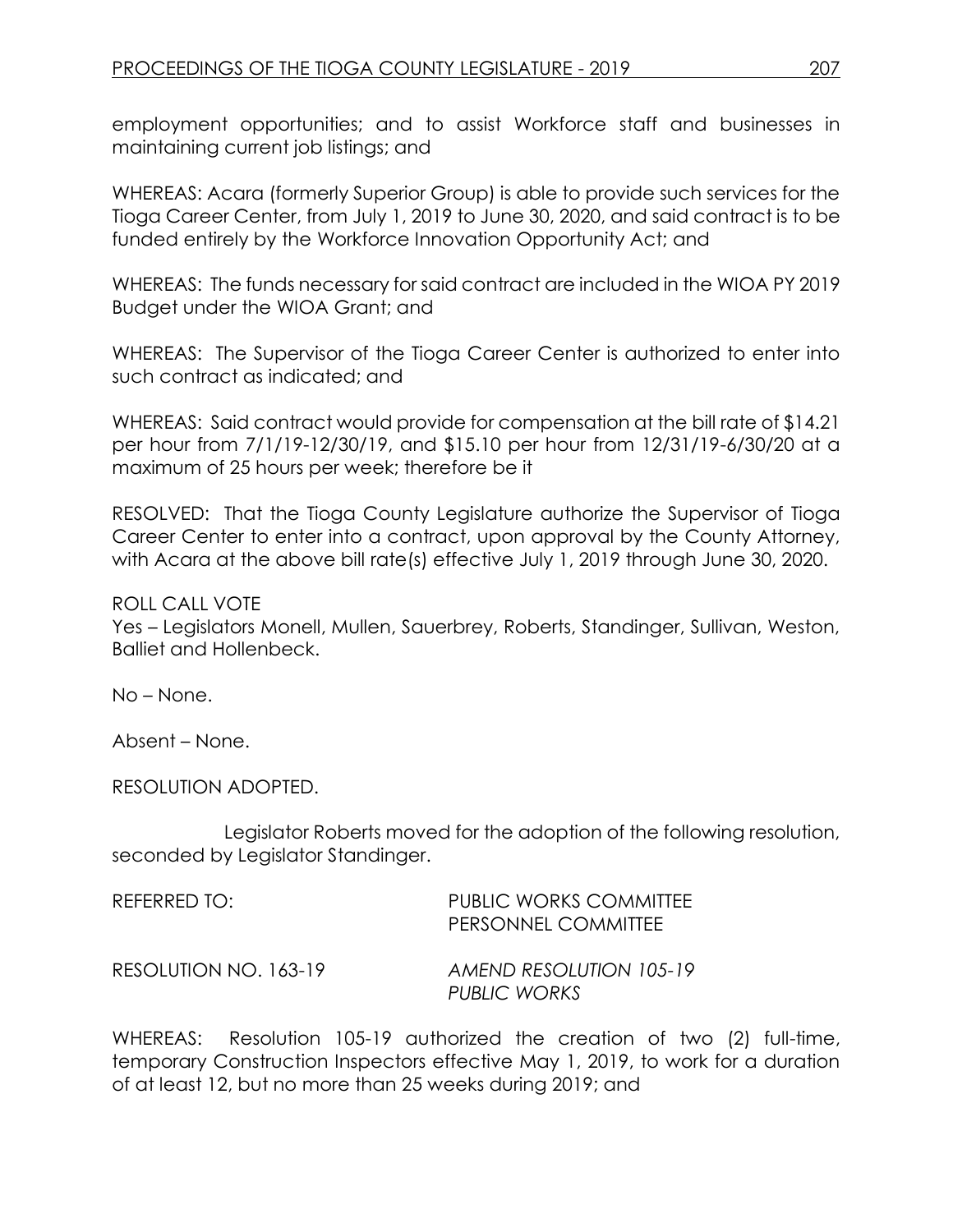employment opportunities; and to assist Workforce staff and businesses in maintaining current job listings; and

WHEREAS: Acara (formerly Superior Group) is able to provide such services for the Tioga Career Center, from July 1, 2019 to June 30, 2020, and said contract is to be funded entirely by the Workforce Innovation Opportunity Act; and

WHEREAS: The funds necessary for said contract are included in the WIOA PY 2019 Budget under the WIOA Grant; and

WHEREAS: The Supervisor of the Tioga Career Center is authorized to enter into such contract as indicated; and

WHEREAS: Said contract would provide for compensation at the bill rate of $14.21 per hour from 7/1/19-12/30/19, and $15.10 per hour from 12/31/19-6/30/20 at a maximum of 25 hours per week; therefore be it

RESOLVED: That the Tioga County Legislature authorize the Supervisor of Tioga Career Center to enter into a contract, upon approval by the County Attorney, with Acara at the above bill rate(s) effective July 1, 2019 through June 30, 2020.

ROLL CALL VOTE
Yes – Legislators Monell, Mullen, Sauerbrey, Roberts, Standinger, Sullivan, Weston, Balliet and Hollenbeck.

No – None.

Absent – None.

RESOLUTION ADOPTED.

Legislator Roberts moved for the adoption of the following resolution, seconded by Legislator Standinger.

REFERRED TO: PUBLIC WORKS COMMITTEE
PERSONNEL COMMITTEE

RESOLUTION NO. 163-19 *AMEND RESOLUTION 105-19*
*PUBLIC WORKS*

WHEREAS: Resolution 105-19 authorized the creation of two (2) full-time, temporary Construction Inspectors effective May 1, 2019, to work for a duration of at least 12, but no more than 25 weeks during 2019; and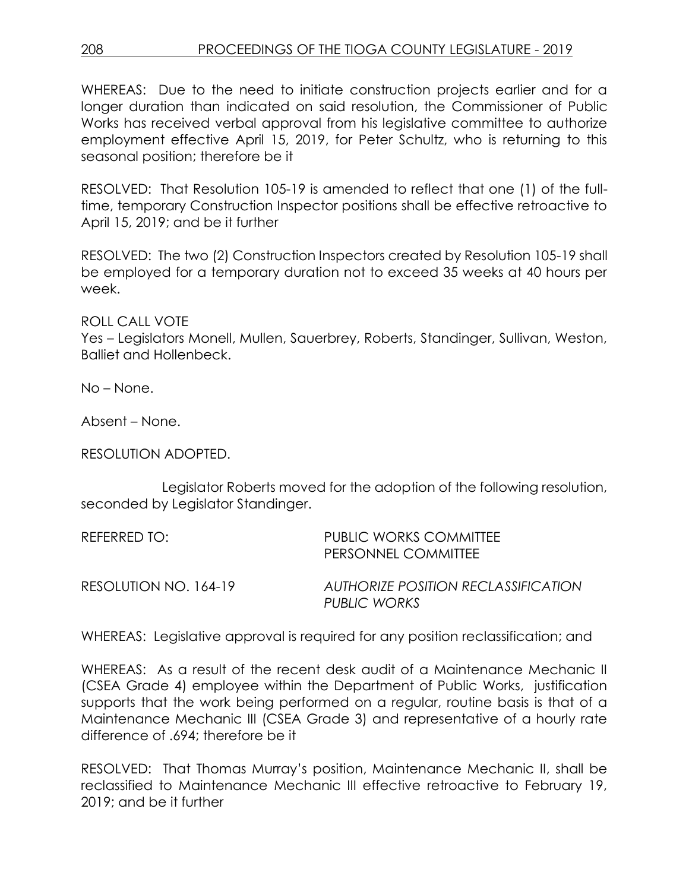WHEREAS: Due to the need to initiate construction projects earlier and for a longer duration than indicated on said resolution, the Commissioner of Public Works has received verbal approval from his legislative committee to authorize employment effective April 15, 2019, for Peter Schultz, who is returning to this seasonal position; therefore be it

RESOLVED: That Resolution 105-19 is amended to reflect that one (1) of the full-time, temporary Construction Inspector positions shall be effective retroactive to April 15, 2019; and be it further

RESOLVED: The two (2) Construction Inspectors created by Resolution 105-19 shall be employed for a temporary duration not to exceed 35 weeks at 40 hours per week.

ROLL CALL VOTE
Yes – Legislators Monell, Mullen, Sauerbrey, Roberts, Standinger, Sullivan, Weston, Balliet and Hollenbeck.

No – None.

Absent – None.

RESOLUTION ADOPTED.

Legislator Roberts moved for the adoption of the following resolution, seconded by Legislator Standinger.

REFERRED TO: PUBLIC WORKS COMMITTEE
PERSONNEL COMMITTEE

RESOLUTION NO. 164-19 *AUTHORIZE POSITION RECLASSIFICATION PUBLIC WORKS*

WHEREAS: Legislative approval is required for any position reclassification; and

WHEREAS: As a result of the recent desk audit of a Maintenance Mechanic II (CSEA Grade 4) employee within the Department of Public Works, justification supports that the work being performed on a regular, routine basis is that of a Maintenance Mechanic III (CSEA Grade 3) and representative of a hourly rate difference of .694; therefore be it

RESOLVED: That Thomas Murray's position, Maintenance Mechanic II, shall be reclassified to Maintenance Mechanic III effective retroactive to February 19, 2019; and be it further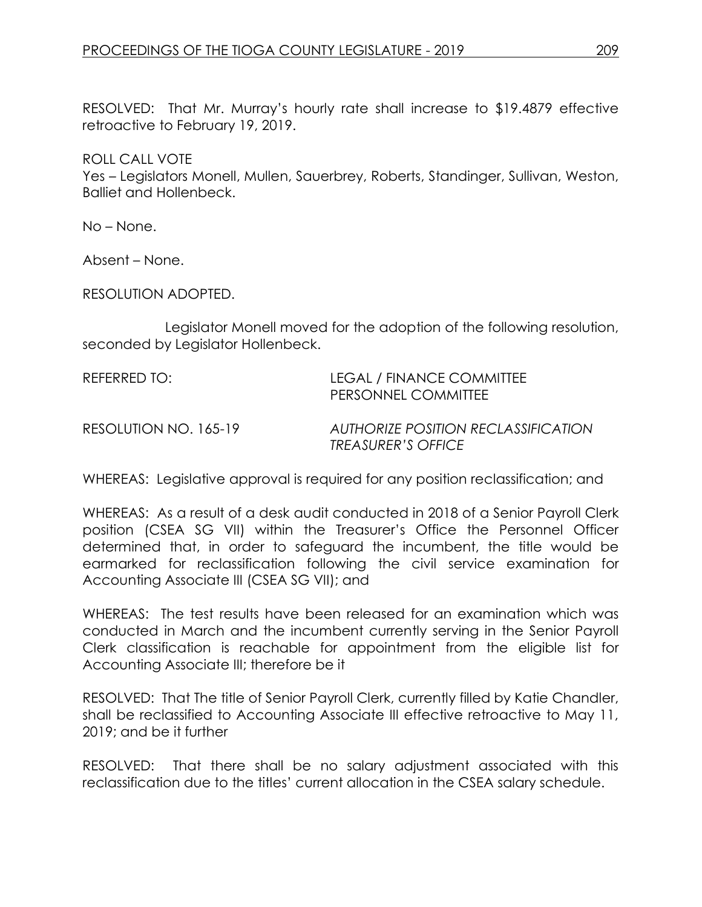RESOLVED: That Mr. Murray's hourly rate shall increase to $19.4879 effective retroactive to February 19, 2019.

ROLL CALL VOTE
Yes – Legislators Monell, Mullen, Sauerbrey, Roberts, Standinger, Sullivan, Weston, Balliet and Hollenbeck.

No – None.

Absent – None.

RESOLUTION ADOPTED.

Legislator Monell moved for the adoption of the following resolution, seconded by Legislator Hollenbeck.

REFERRED TO: LEGAL / FINANCE COMMITTEE
PERSONNEL COMMITTEE

RESOLUTION NO. 165-19 *AUTHORIZE POSITION RECLASSIFICATION TREASURER'S OFFICE*

WHEREAS: Legislative approval is required for any position reclassification; and

WHEREAS: As a result of a desk audit conducted in 2018 of a Senior Payroll Clerk position (CSEA SG VII) within the Treasurer's Office the Personnel Officer determined that, in order to safeguard the incumbent, the title would be earmarked for reclassification following the civil service examination for Accounting Associate III (CSEA SG VII); and

WHEREAS: The test results have been released for an examination which was conducted in March and the incumbent currently serving in the Senior Payroll Clerk classification is reachable for appointment from the eligible list for Accounting Associate III; therefore be it

RESOLVED: That The title of Senior Payroll Clerk, currently filled by Katie Chandler, shall be reclassified to Accounting Associate III effective retroactive to May 11, 2019; and be it further

RESOLVED: That there shall be no salary adjustment associated with this reclassification due to the titles' current allocation in the CSEA salary schedule.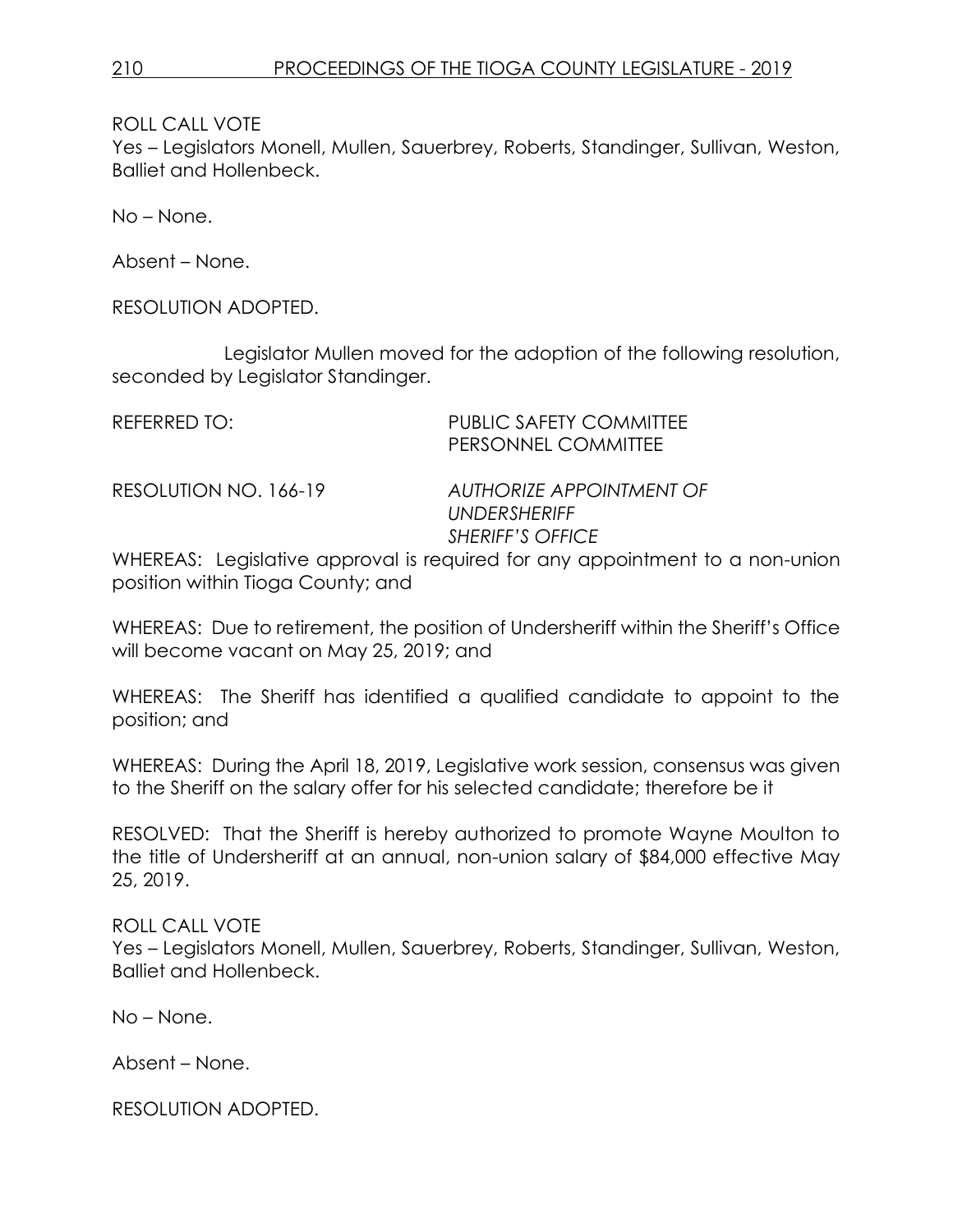ROLL CALL VOTE
Yes – Legislators Monell, Mullen, Sauerbrey, Roberts, Standinger, Sullivan, Weston, Balliet and Hollenbeck.

No – None.

Absent – None.

RESOLUTION ADOPTED.

Legislator Mullen moved for the adoption of the following resolution, seconded by Legislator Standinger.

REFERRED TO: PUBLIC SAFETY COMMITTEE
PERSONNEL COMMITTEE

RESOLUTION NO. 166-19 *AUTHORIZE APPOINTMENT OF UNDERSHERIFF SHERIFF'S OFFICE*

WHEREAS: Legislative approval is required for any appointment to a non-union position within Tioga County; and

WHEREAS: Due to retirement, the position of Undersheriff within the Sheriff's Office will become vacant on May 25, 2019; and

WHEREAS: The Sheriff has identified a qualified candidate to appoint to the position; and

WHEREAS: During the April 18, 2019, Legislative work session, consensus was given to the Sheriff on the salary offer for his selected candidate; therefore be it

RESOLVED: That the Sheriff is hereby authorized to promote Wayne Moulton to the title of Undersheriff at an annual, non-union salary of $84,000 effective May 25, 2019.

ROLL CALL VOTE
Yes – Legislators Monell, Mullen, Sauerbrey, Roberts, Standinger, Sullivan, Weston, Balliet and Hollenbeck.

No – None.

Absent – None.

RESOLUTION ADOPTED.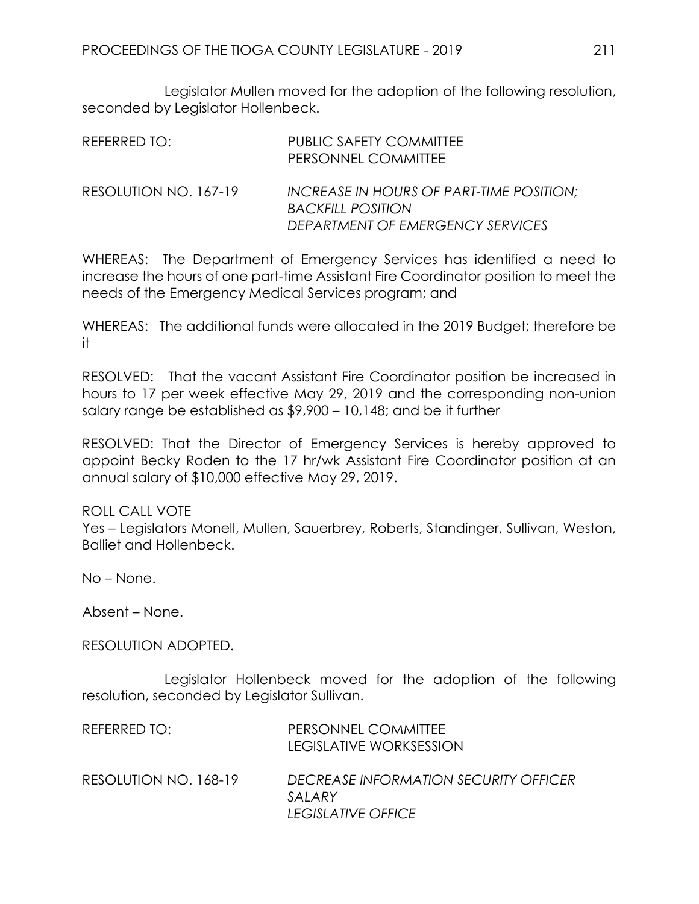Legislator Mullen moved for the adoption of the following resolution, seconded by Legislator Hollenbeck.

REFERRED TO: PUBLIC SAFETY COMMITTEE
PERSONNEL COMMITTEE

RESOLUTION NO. 167-19 *INCREASE IN HOURS OF PART-TIME POSITION; BACKFILL POSITION DEPARTMENT OF EMERGENCY SERVICES*

WHEREAS: The Department of Emergency Services has identified a need to increase the hours of one part-time Assistant Fire Coordinator position to meet the needs of the Emergency Medical Services program; and

WHEREAS: The additional funds were allocated in the 2019 Budget; therefore be it

RESOLVED: That the vacant Assistant Fire Coordinator position be increased in hours to 17 per week effective May 29, 2019 and the corresponding non-union salary range be established as $9,900 – 10,148; and be it further

RESOLVED: That the Director of Emergency Services is hereby approved to appoint Becky Roden to the 17 hr/wk Assistant Fire Coordinator position at an annual salary of $10,000 effective May 29, 2019.

ROLL CALL VOTE
Yes – Legislators Monell, Mullen, Sauerbrey, Roberts, Standinger, Sullivan, Weston, Balliet and Hollenbeck.

No – None.

Absent – None.

RESOLUTION ADOPTED.

Legislator Hollenbeck moved for the adoption of the following resolution, seconded by Legislator Sullivan.

REFERRED TO: PERSONNEL COMMITTEE
LEGISLATIVE WORKSESSION

RESOLUTION NO. 168-19 *DECREASE INFORMATION SECURITY OFFICER SALARY LEGISLATIVE OFFICE*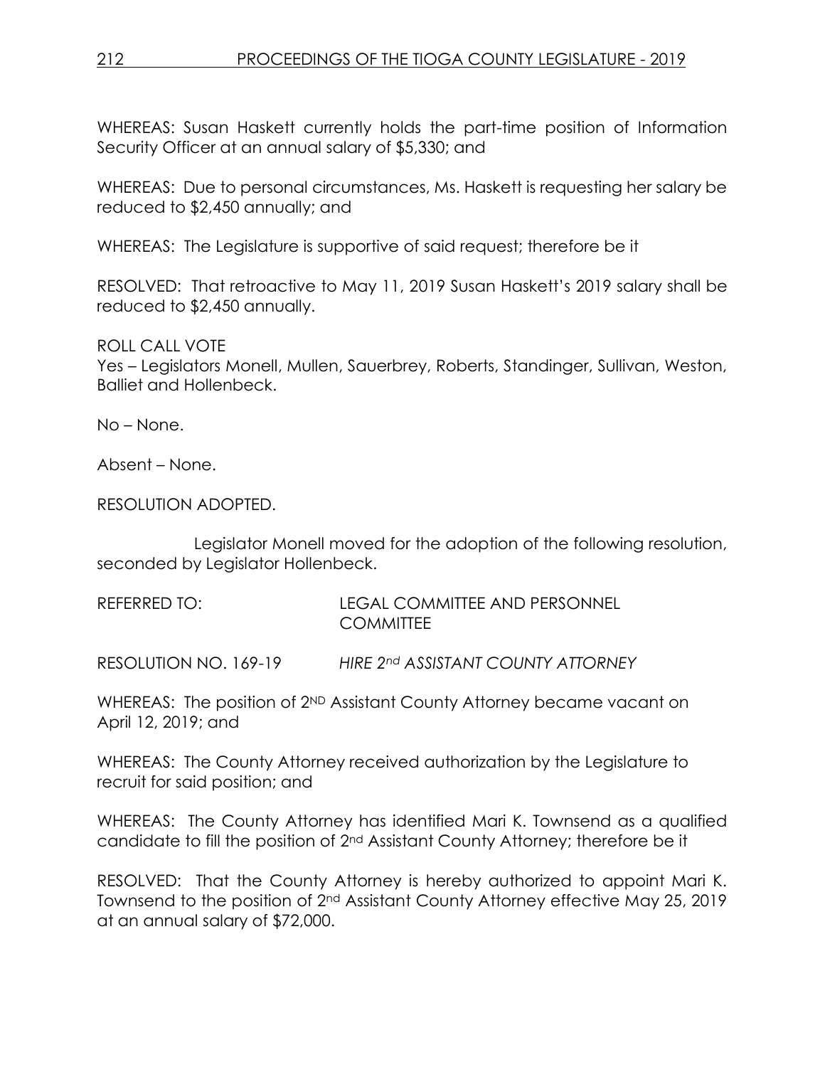WHEREAS: Susan Haskett currently holds the part-time position of Information Security Officer at an annual salary of $5,330; and

WHEREAS: Due to personal circumstances, Ms. Haskett is requesting her salary be reduced to $2,450 annually; and

WHEREAS: The Legislature is supportive of said request; therefore be it

RESOLVED: That retroactive to May 11, 2019 Susan Haskett's 2019 salary shall be reduced to $2,450 annually.

ROLL CALL VOTE
Yes – Legislators Monell, Mullen, Sauerbrey, Roberts, Standinger, Sullivan, Weston, Balliet and Hollenbeck.

No – None.

Absent – None.

RESOLUTION ADOPTED.

Legislator Monell moved for the adoption of the following resolution, seconded by Legislator Hollenbeck.

REFERRED TO: LEGAL COMMITTEE AND PERSONNEL COMMITTEE

RESOLUTION NO. 169-19 *HIRE 2nd ASSISTANT COUNTY ATTORNEY*

WHEREAS: The position of 2ND Assistant County Attorney became vacant on April 12, 2019; and

WHEREAS: The County Attorney received authorization by the Legislature to recruit for said position; and

WHEREAS: The County Attorney has identified Mari K. Townsend as a qualified candidate to fill the position of 2nd Assistant County Attorney; therefore be it

RESOLVED: That the County Attorney is hereby authorized to appoint Mari K. Townsend to the position of 2nd Assistant County Attorney effective May 25, 2019 at an annual salary of $72,000.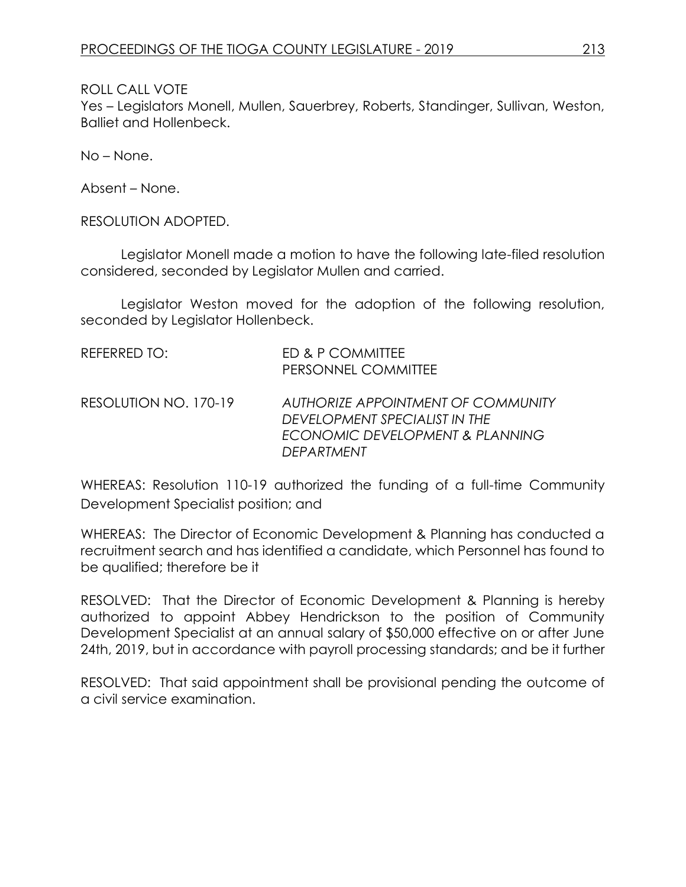ROLL CALL VOTE
Yes – Legislators Monell, Mullen, Sauerbrey, Roberts, Standinger, Sullivan, Weston, Balliet and Hollenbeck.

No – None.

Absent – None.

RESOLUTION ADOPTED.

Legislator Monell made a motion to have the following late-filed resolution considered, seconded by Legislator Mullen and carried.

Legislator Weston moved for the adoption of the following resolution, seconded by Legislator Hollenbeck.

REFERRED TO: ED & P COMMITTEE
PERSONNEL COMMITTEE

RESOLUTION NO. 170-19 *AUTHORIZE APPOINTMENT OF COMMUNITY DEVELOPMENT SPECIALIST IN THE ECONOMIC DEVELOPMENT & PLANNING DEPARTMENT*

WHEREAS: Resolution 110-19 authorized the funding of a full-time Community Development Specialist position; and

WHEREAS: The Director of Economic Development & Planning has conducted a recruitment search and has identified a candidate, which Personnel has found to be qualified; therefore be it

RESOLVED: That the Director of Economic Development & Planning is hereby authorized to appoint Abbey Hendrickson to the position of Community Development Specialist at an annual salary of $50,000 effective on or after June 24th, 2019, but in accordance with payroll processing standards; and be it further

RESOLVED: That said appointment shall be provisional pending the outcome of a civil service examination.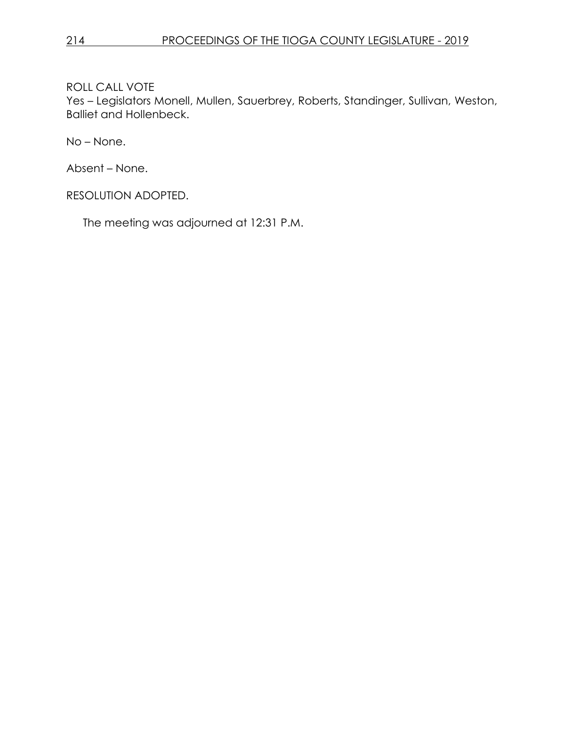ROLL CALL VOTE
Yes – Legislators Monell, Mullen, Sauerbrey, Roberts, Standinger, Sullivan, Weston, Balliet and Hollenbeck.

No – None.

Absent – None.

RESOLUTION ADOPTED.

The meeting was adjourned at 12:31 P.M.